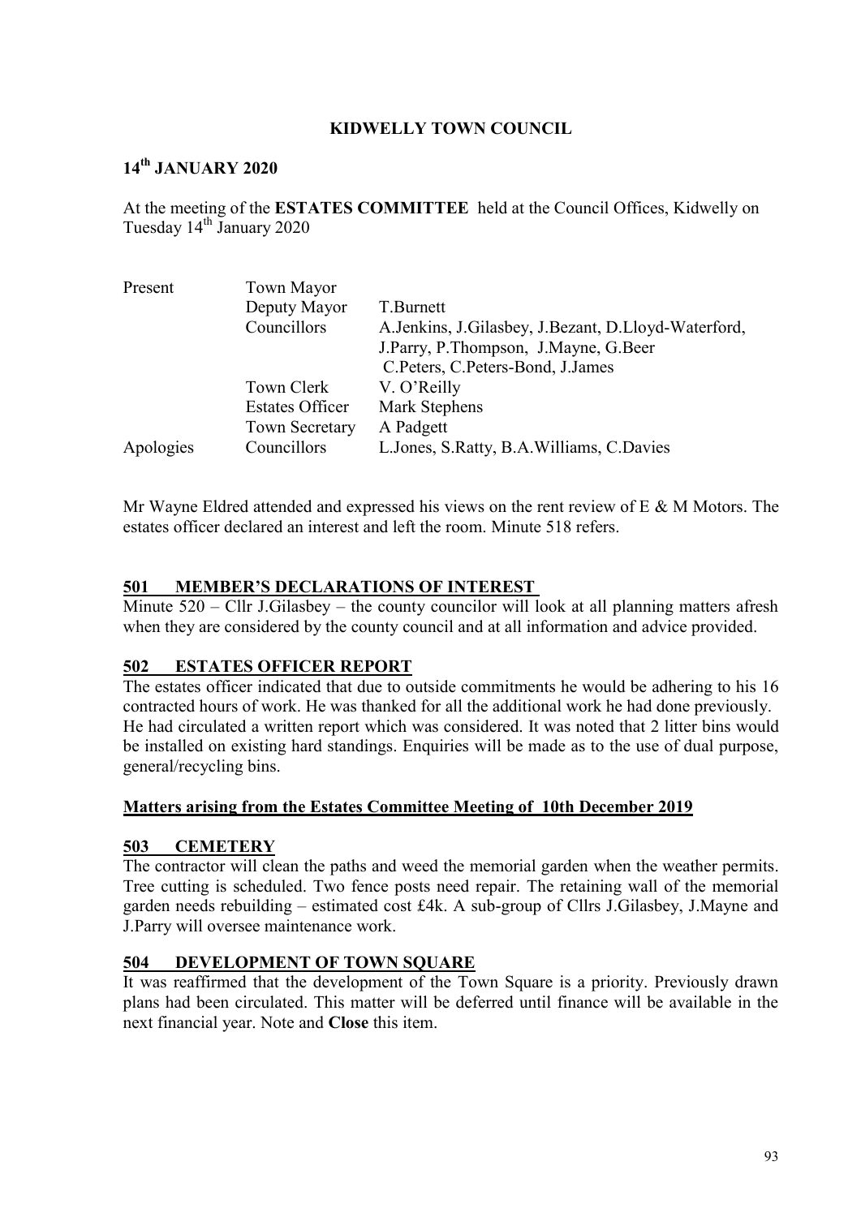# KIDWELLY TOWN COUNCIL

## 14th JANUARY 2020

At the meeting of the **ESTATES COMMITTEE** held at the Council Offices, Kidwelly on Tuesday 14th January 2020

| | | |
|---|---|---|
| Present | Town Mayor | |
| | Deputy Mayor | T.Burnett |
| | Councillors | A.Jenkins, J.Gilasbey, J.Bezant, D.Lloyd-Waterford, J.Parry, P.Thompson, J.Mayne, G.Beer C.Peters, C.Peters-Bond, J.James |
| | Town Clerk | V. O'Reilly |
| | Estates Officer | Mark Stephens |
| | Town Secretary | A Padgett |
| Apologies | Councillors | L.Jones, S.Ratty, B.A.Williams, C.Davies |

Mr Wayne Eldred attended and expressed his views on the rent review of E & M Motors. The estates officer declared an interest and left the room. Minute 518 refers.

### 501 MEMBER'S DECLARATIONS OF INTEREST

Minute 520 – Cllr J.Gilasbey – the county councilor will look at all planning matters afresh when they are considered by the county council and at all information and advice provided.

### 502 ESTATES OFFICER REPORT

The estates officer indicated that due to outside commitments he would be adhering to his 16 contracted hours of work. He was thanked for all the additional work he had done previously. He had circulated a written report which was considered. It was noted that 2 litter bins would be installed on existing hard standings. Enquiries will be made as to the use of dual purpose, general/recycling bins.

### Matters arising from the Estates Committee Meeting of 10th December 2019

### 503 CEMETERY

The contractor will clean the paths and weed the memorial garden when the weather permits. Tree cutting is scheduled. Two fence posts need repair. The retaining wall of the memorial garden needs rebuilding – estimated cost £4k. A sub-group of Cllrs J.Gilasbey, J.Mayne and J.Parry will oversee maintenance work.

### 504 DEVELOPMENT OF TOWN SQUARE

It was reaffirmed that the development of the Town Square is a priority. Previously drawn plans had been circulated. This matter will be deferred until finance will be available in the next financial year. Note and **Close** this item.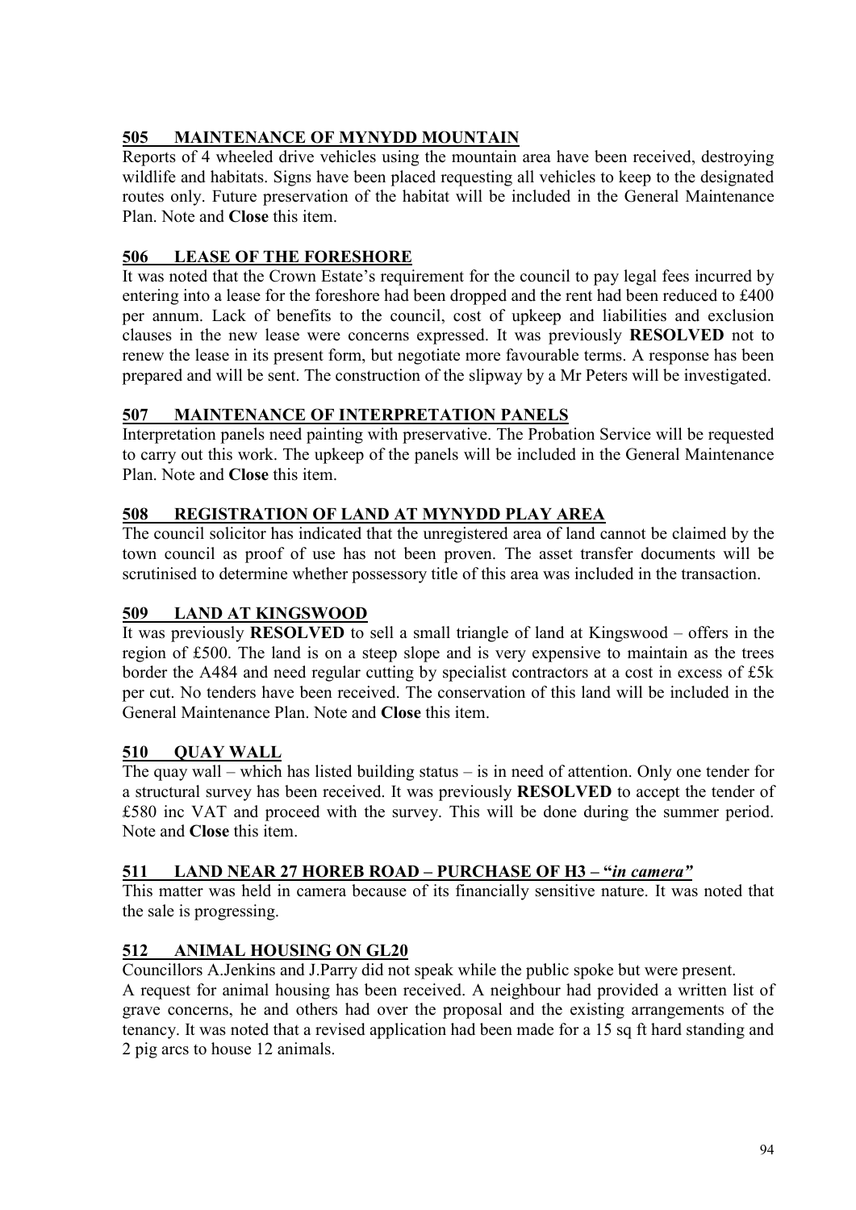## 505 MAINTENANCE OF MYNYDD MOUNTAIN

Reports of 4 wheeled drive vehicles using the mountain area have been received, destroying wildlife and habitats. Signs have been placed requesting all vehicles to keep to the designated routes only. Future preservation of the habitat will be included in the General Maintenance Plan. Note and **Close** this item.

## 506 LEASE OF THE FORESHORE

It was noted that the Crown Estate's requirement for the council to pay legal fees incurred by entering into a lease for the foreshore had been dropped and the rent had been reduced to £400 per annum. Lack of benefits to the council, cost of upkeep and liabilities and exclusion clauses in the new lease were concerns expressed. It was previously **RESOLVED** not to renew the lease in its present form, but negotiate more favourable terms. A response has been prepared and will be sent. The construction of the slipway by a Mr Peters will be investigated.

## 507 MAINTENANCE OF INTERPRETATION PANELS

Interpretation panels need painting with preservative. The Probation Service will be requested to carry out this work. The upkeep of the panels will be included in the General Maintenance Plan. Note and **Close** this item.

## 508 REGISTRATION OF LAND AT MYNYDD PLAY AREA

The council solicitor has indicated that the unregistered area of land cannot be claimed by the town council as proof of use has not been proven. The asset transfer documents will be scrutinised to determine whether possessory title of this area was included in the transaction.

## 509 LAND AT KINGSWOOD

It was previously **RESOLVED** to sell a small triangle of land at Kingswood – offers in the region of £500. The land is on a steep slope and is very expensive to maintain as the trees border the A484 and need regular cutting by specialist contractors at a cost in excess of £5k per cut. No tenders have been received. The conservation of this land will be included in the General Maintenance Plan. Note and **Close** this item.

## 510 QUAY WALL

The quay wall – which has listed building status – is in need of attention. Only one tender for a structural survey has been received. It was previously **RESOLVED** to accept the tender of £580 inc VAT and proceed with the survey. This will be done during the summer period. Note and **Close** this item.

## 511 LAND NEAR 27 HOREB ROAD – PURCHASE OF H3 – "*in camera"*

This matter was held in camera because of its financially sensitive nature. It was noted that the sale is progressing.

## 512 ANIMAL HOUSING ON GL20

Councillors A.Jenkins and J.Parry did not speak while the public spoke but were present.

A request for animal housing has been received. A neighbour had provided a written list of grave concerns, he and others had over the proposal and the existing arrangements of the tenancy. It was noted that a revised application had been made for a 15 sq ft hard standing and 2 pig arcs to house 12 animals.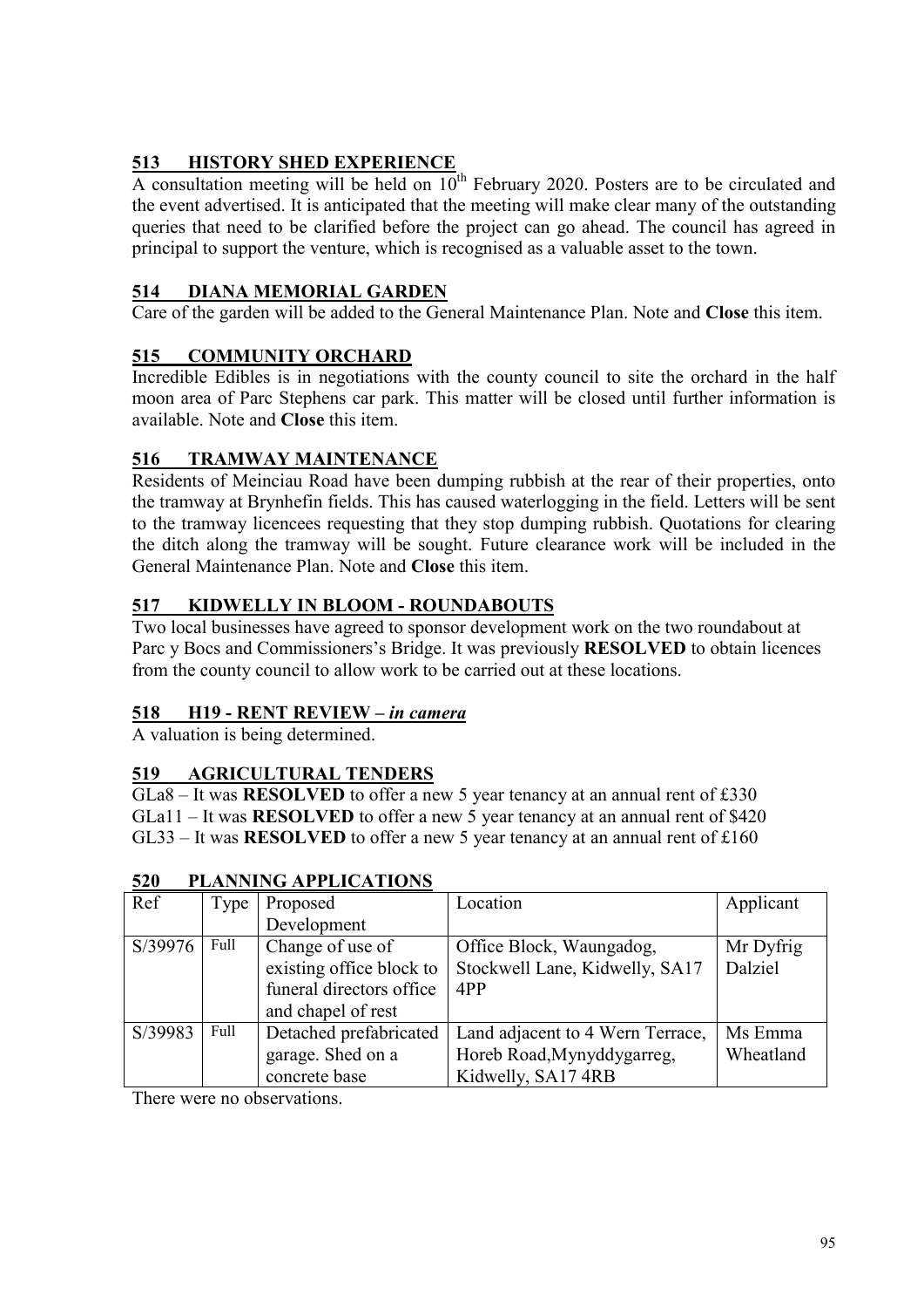## 513 HISTORY SHED EXPERIENCE

A consultation meeting will be held on 10th February 2020. Posters are to be circulated and the event advertised. It is anticipated that the meeting will make clear many of the outstanding queries that need to be clarified before the project can go ahead. The council has agreed in principal to support the venture, which is recognised as a valuable asset to the town.

## 514 DIANA MEMORIAL GARDEN

Care of the garden will be added to the General Maintenance Plan. Note and **Close** this item.

## 515 COMMUNITY ORCHARD

Incredible Edibles is in negotiations with the county council to site the orchard in the half moon area of Parc Stephens car park. This matter will be closed until further information is available. Note and **Close** this item.

## 516 TRAMWAY MAINTENANCE

Residents of Meinciau Road have been dumping rubbish at the rear of their properties, onto the tramway at Brynhefin fields. This has caused waterlogging in the field. Letters will be sent to the tramway licencees requesting that they stop dumping rubbish. Quotations for clearing the ditch along the tramway will be sought. Future clearance work will be included in the General Maintenance Plan. Note and **Close** this item.

## 517 KIDWELLY IN BLOOM - ROUNDABOUTS

Two local businesses have agreed to sponsor development work on the two roundabout at Parc y Bocs and Commissioners's Bridge. It was previously **RESOLVED** to obtain licences from the county council to allow work to be carried out at these locations.

## 518 H19 - RENT REVIEW – *in camera*

A valuation is being determined.

## 519 AGRICULTURAL TENDERS

GLa8 – It was **RESOLVED** to offer a new 5 year tenancy at an annual rent of £330
GLa11 – It was **RESOLVED** to offer a new 5 year tenancy at an annual rent of $420
GL33 – It was **RESOLVED** to offer a new 5 year tenancy at an annual rent of £160

## 520 PLANNING APPLICATIONS

| Ref | Type | Proposed Development | Location | Applicant |
|---|---|---|---|---|
| S/39976 | Full | Change of use of existing office block to funeral directors office and chapel of rest | Office Block, Waungadog, Stockwell Lane, Kidwelly, SA17 4PP | Mr Dyfrig Dalziel |
| S/39983 | Full | Detached prefabricated garage. Shed on a concrete base | Land adjacent to 4 Wern Terrace, Horeb Road,Mynyddygarreg, Kidwelly, SA17 4RB | Ms Emma Wheatland |

There were no observations.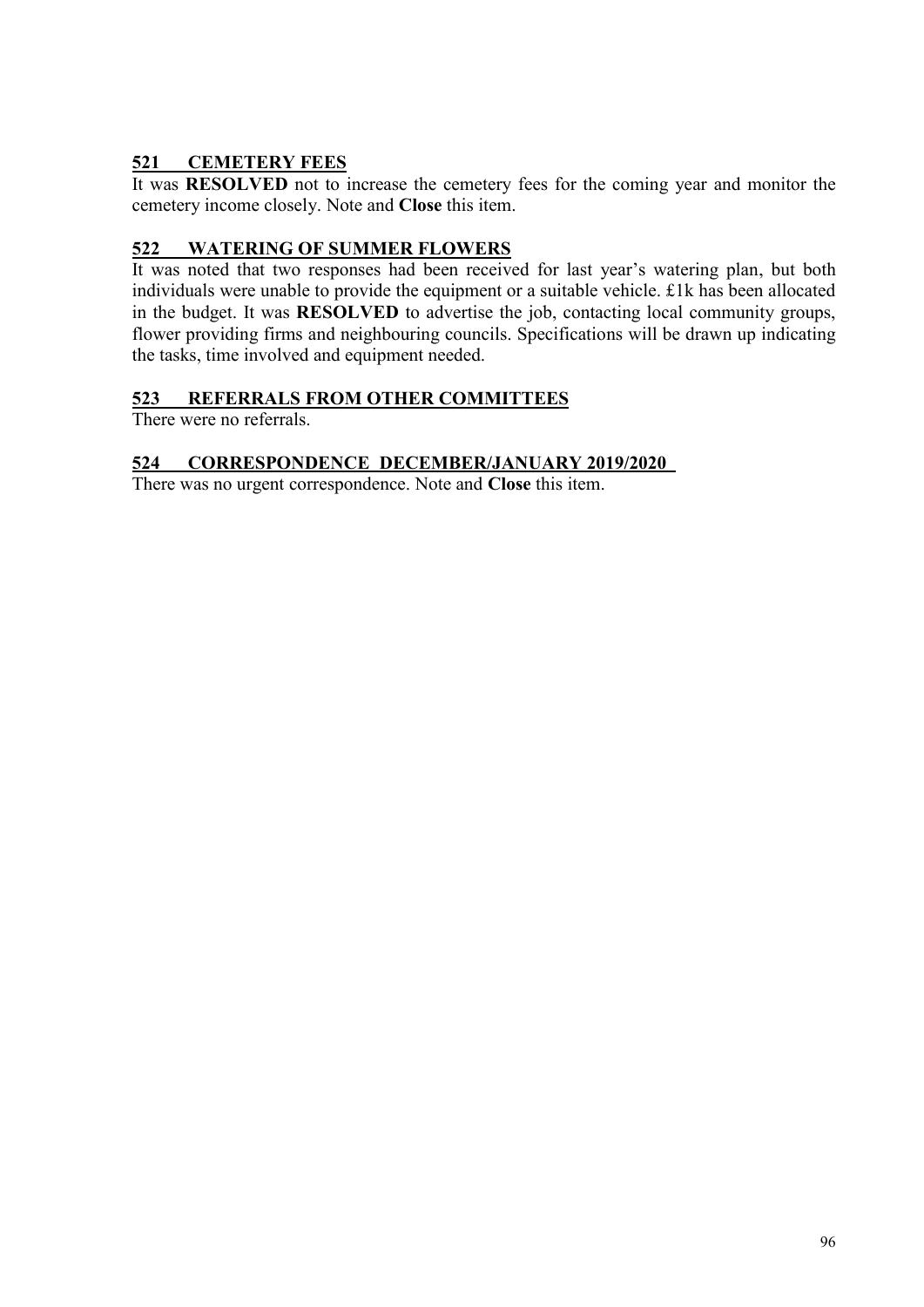## 521 CEMETERY FEES

It was **RESOLVED** not to increase the cemetery fees for the coming year and monitor the cemetery income closely. Note and **Close** this item.

## 522 WATERING OF SUMMER FLOWERS

It was noted that two responses had been received for last year's watering plan, but both individuals were unable to provide the equipment or a suitable vehicle. £1k has been allocated in the budget. It was **RESOLVED** to advertise the job, contacting local community groups, flower providing firms and neighbouring councils. Specifications will be drawn up indicating the tasks, time involved and equipment needed.

## 523 REFERRALS FROM OTHER COMMITTEES

There were no referrals.

## 524 CORRESPONDENCE DECEMBER/JANUARY 2019/2020

There was no urgent correspondence. Note and **Close** this item.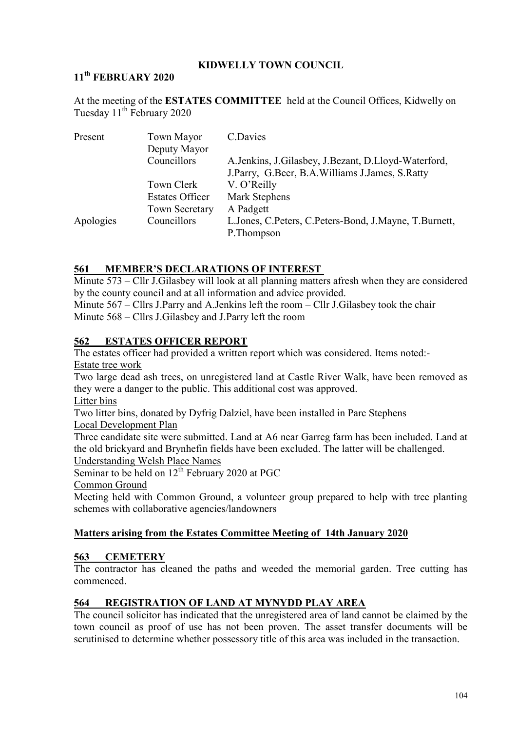**KIDWELLY TOWN COUNCIL**

**11th FEBRUARY 2020**

At the meeting of the **ESTATES COMMITTEE** held at the Council Offices, Kidwelly on Tuesday 11th February 2020

| | | |
|---|---|---|
| Present | Town Mayor | C.Davies |
| | Deputy Mayor | |
| | Councillors | A.Jenkins, J.Gilasbey, J.Bezant, D.Lloyd-Waterford, J.Parry, G.Beer, B.A.Williams J.James, S.Ratty |
| | Town Clerk | V. O'Reilly |
| | Estates Officer | Mark Stephens |
| | Town Secretary | A Padgett |
| Apologies | Councillors | L.Jones, C.Peters, C.Peters-Bond, J.Mayne, T.Burnett, P.Thompson |

## 561 MEMBER'S DECLARATIONS OF INTEREST

Minute 573 – Cllr J.Gilasbey will look at all planning matters afresh when they are considered by the county council and at all information and advice provided.
Minute 567 – Cllrs J.Parry and A.Jenkins left the room – Cllr J.Gilasbey took the chair
Minute 568 – Cllrs J.Gilasbey and J.Parry left the room

## 562 ESTATES OFFICER REPORT

The estates officer had provided a written report which was considered. Items noted:-

Estate tree work

Two large dead ash trees, on unregistered land at Castle River Walk, have been removed as they were a danger to the public. This additional cost was approved.

Litter bins

Two litter bins, donated by Dyfrig Dalziel, have been installed in Parc Stephens

Local Development Plan

Three candidate site were submitted. Land at A6 near Garreg farm has been included. Land at the old brickyard and Brynhefin fields have been excluded. The latter will be challenged.

Understanding Welsh Place Names

Seminar to be held on 12th February 2020 at PGC

Common Ground

Meeting held with Common Ground, a volunteer group prepared to help with tree planting schemes with collaborative agencies/landowners

## Matters arising from the Estates Committee Meeting of 14th January 2020

## 563 CEMETERY

The contractor has cleaned the paths and weeded the memorial garden. Tree cutting has commenced.

## 564 REGISTRATION OF LAND AT MYNYDD PLAY AREA

The council solicitor has indicated that the unregistered area of land cannot be claimed by the town council as proof of use has not been proven. The asset transfer documents will be scrutinised to determine whether possessory title of this area was included in the transaction.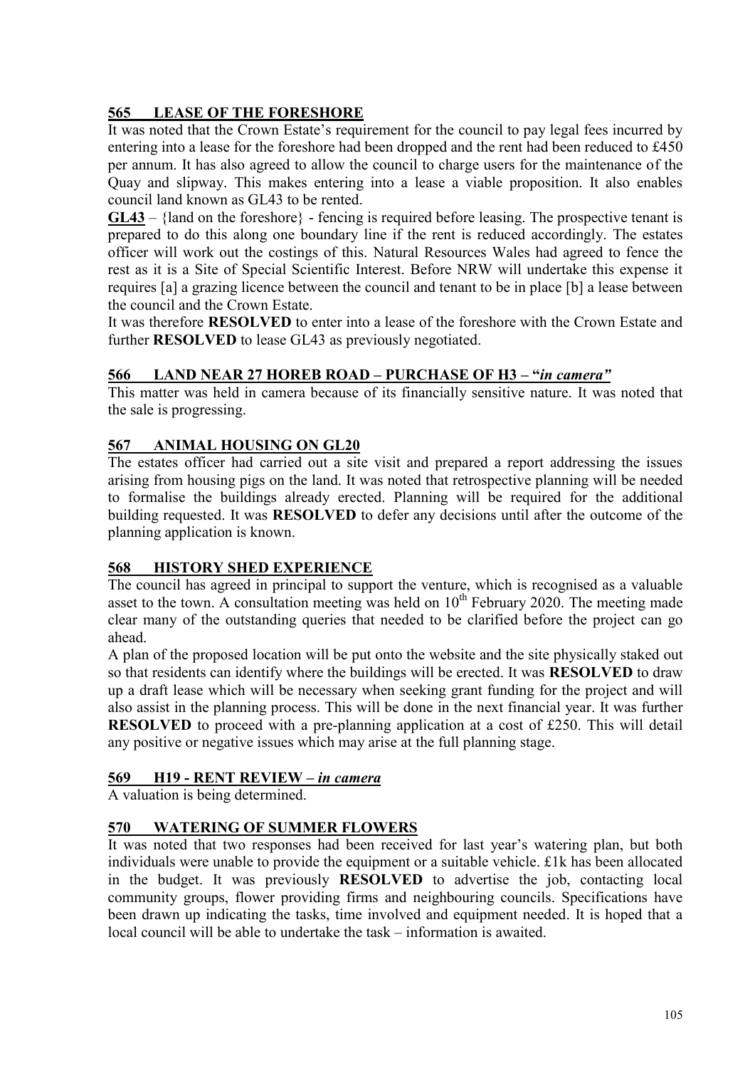## 565 LEASE OF THE FORESHORE

It was noted that the Crown Estate's requirement for the council to pay legal fees incurred by entering into a lease for the foreshore had been dropped and the rent had been reduced to £450 per annum. It has also agreed to allow the council to charge users for the maintenance of the Quay and slipway. This makes entering into a lease a viable proposition. It also enables council land known as GL43 to be rented.

**GL43** – {land on the foreshore} - fencing is required before leasing. The prospective tenant is prepared to do this along one boundary line if the rent is reduced accordingly. The estates officer will work out the costings of this. Natural Resources Wales had agreed to fence the rest as it is a Site of Special Scientific Interest. Before NRW will undertake this expense it requires [a] a grazing licence between the council and tenant to be in place [b] a lease between the council and the Crown Estate.

It was therefore **RESOLVED** to enter into a lease of the foreshore with the Crown Estate and further **RESOLVED** to lease GL43 as previously negotiated.

## 566 LAND NEAR 27 HOREB ROAD – PURCHASE OF H3 – "*in camera"*

This matter was held in camera because of its financially sensitive nature. It was noted that the sale is progressing.

## 567 ANIMAL HOUSING ON GL20

The estates officer had carried out a site visit and prepared a report addressing the issues arising from housing pigs on the land. It was noted that retrospective planning will be needed to formalise the buildings already erected. Planning will be required for the additional building requested. It was **RESOLVED** to defer any decisions until after the outcome of the planning application is known.

## 568 HISTORY SHED EXPERIENCE

The council has agreed in principal to support the venture, which is recognised as a valuable asset to the town. A consultation meeting was held on 10th February 2020. The meeting made clear many of the outstanding queries that needed to be clarified before the project can go ahead.

A plan of the proposed location will be put onto the website and the site physically staked out so that residents can identify where the buildings will be erected. It was **RESOLVED** to draw up a draft lease which will be necessary when seeking grant funding for the project and will also assist in the planning process. This will be done in the next financial year. It was further **RESOLVED** to proceed with a pre-planning application at a cost of £250. This will detail any positive or negative issues which may arise at the full planning stage.

## 569 H19 - RENT REVIEW – *in camera*

A valuation is being determined.

## 570 WATERING OF SUMMER FLOWERS

It was noted that two responses had been received for last year's watering plan, but both individuals were unable to provide the equipment or a suitable vehicle. £1k has been allocated in the budget. It was previously **RESOLVED** to advertise the job, contacting local community groups, flower providing firms and neighbouring councils. Specifications have been drawn up indicating the tasks, time involved and equipment needed. It is hoped that a local council will be able to undertake the task – information is awaited.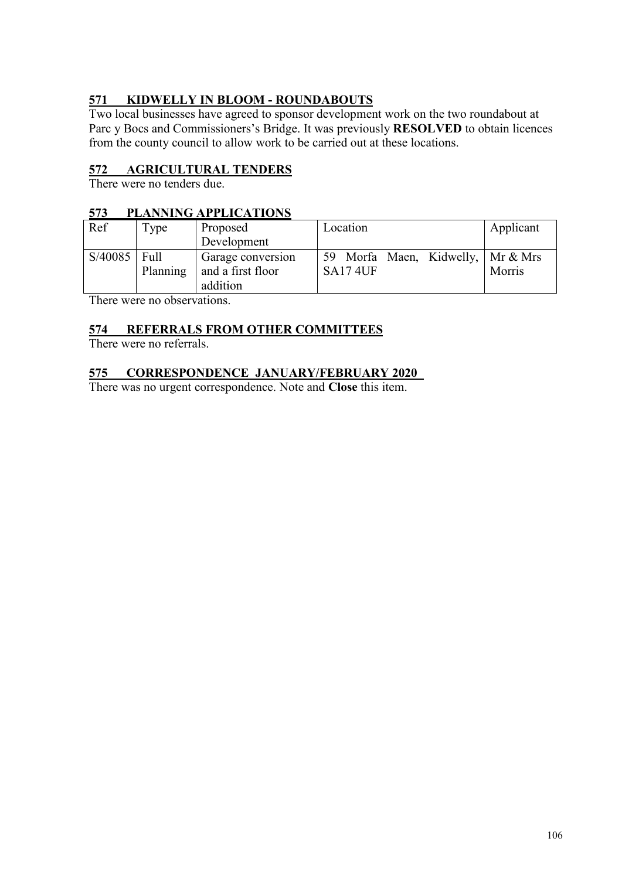## 571 KIDWELLY IN BLOOM - ROUNDABOUTS

Two local businesses have agreed to sponsor development work on the two roundabout at Parc y Bocs and Commissioners's Bridge. It was previously **RESOLVED** to obtain licences from the county council to allow work to be carried out at these locations.

## 572 AGRICULTURAL TENDERS

There were no tenders due.

## 573 PLANNING APPLICATIONS

| Ref | Type | Proposed Development | Location | Applicant |
|---|---|---|---|---|
| S/40085 | Full Planning | Garage conversion and a first floor addition | 59 Morfa Maen, Kidwelly, SA17 4UF | Mr & Mrs Morris |

There were no observations.

## 574 REFERRALS FROM OTHER COMMITTEES

There were no referrals.

## 575 CORRESPONDENCE JANUARY/FEBRUARY 2020

There was no urgent correspondence. Note and **Close** this item.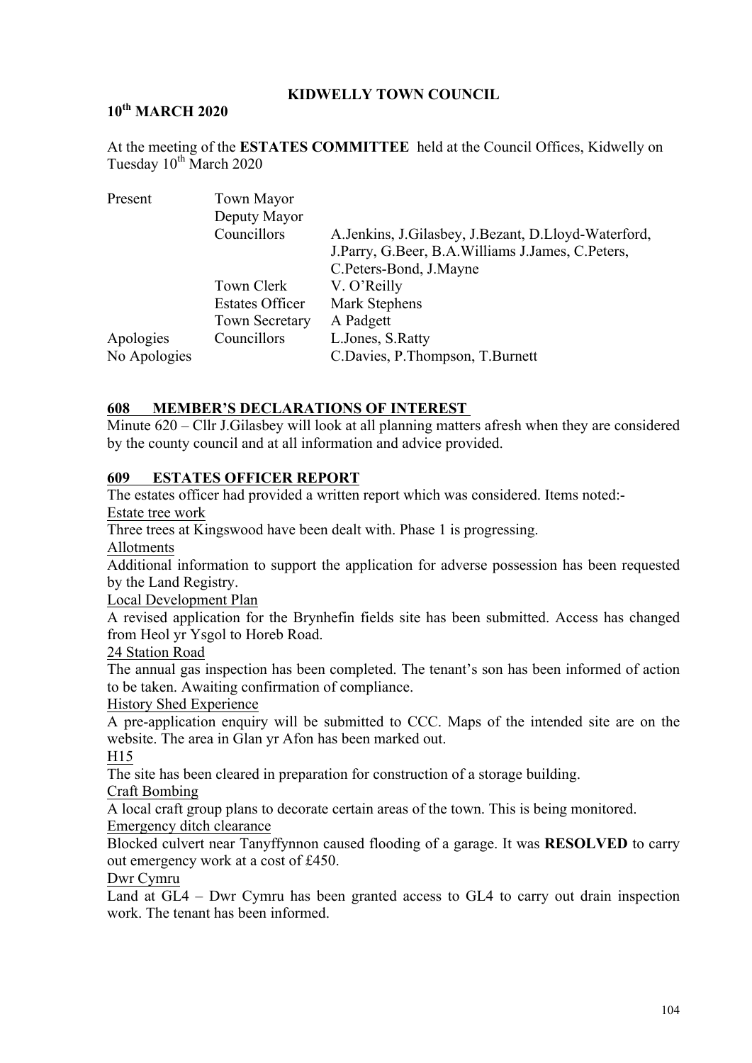**KIDWELLY TOWN COUNCIL**

**10th MARCH 2020**

At the meeting of the **ESTATES COMMITTEE** held at the Council Offices, Kidwelly on Tuesday 10th March 2020

| | | |
|---|---|---|
| Present | Town Mayor | |
| | Deputy Mayor | |
| | Councillors | A.Jenkins, J.Gilasbey, J.Bezant, D.Lloyd-Waterford, J.Parry, G.Beer, B.A.Williams J.James, C.Peters, C.Peters-Bond, J.Mayne |
| | Town Clerk | V. O'Reilly |
| | Estates Officer | Mark Stephens |
| | Town Secretary | A Padgett |
| Apologies | Councillors | L.Jones, S.Ratty |
| No Apologies | | C.Davies, P.Thompson, T.Burnett |

## 608 MEMBER'S DECLARATIONS OF INTEREST

Minute 620 – Cllr J.Gilasbey will look at all planning matters afresh when they are considered by the county council and at all information and advice provided.

## 609 ESTATES OFFICER REPORT

The estates officer had provided a written report which was considered. Items noted:-

Estate tree work

Three trees at Kingswood have been dealt with. Phase 1 is progressing.

Allotments

Additional information to support the application for adverse possession has been requested by the Land Registry.

Local Development Plan

A revised application for the Brynhefin fields site has been submitted. Access has changed from Heol yr Ysgol to Horeb Road.

24 Station Road

The annual gas inspection has been completed. The tenant's son has been informed of action to be taken. Awaiting confirmation of compliance.

History Shed Experience

A pre-application enquiry will be submitted to CCC. Maps of the intended site are on the website. The area in Glan yr Afon has been marked out.

H15

The site has been cleared in preparation for construction of a storage building.

Craft Bombing

A local craft group plans to decorate certain areas of the town. This is being monitored.

Emergency ditch clearance

Blocked culvert near Tanyffynnon caused flooding of a garage. It was **RESOLVED** to carry out emergency work at a cost of £450.

Dwr Cymru

Land at GL4 – Dwr Cymru has been granted access to GL4 to carry out drain inspection work. The tenant has been informed.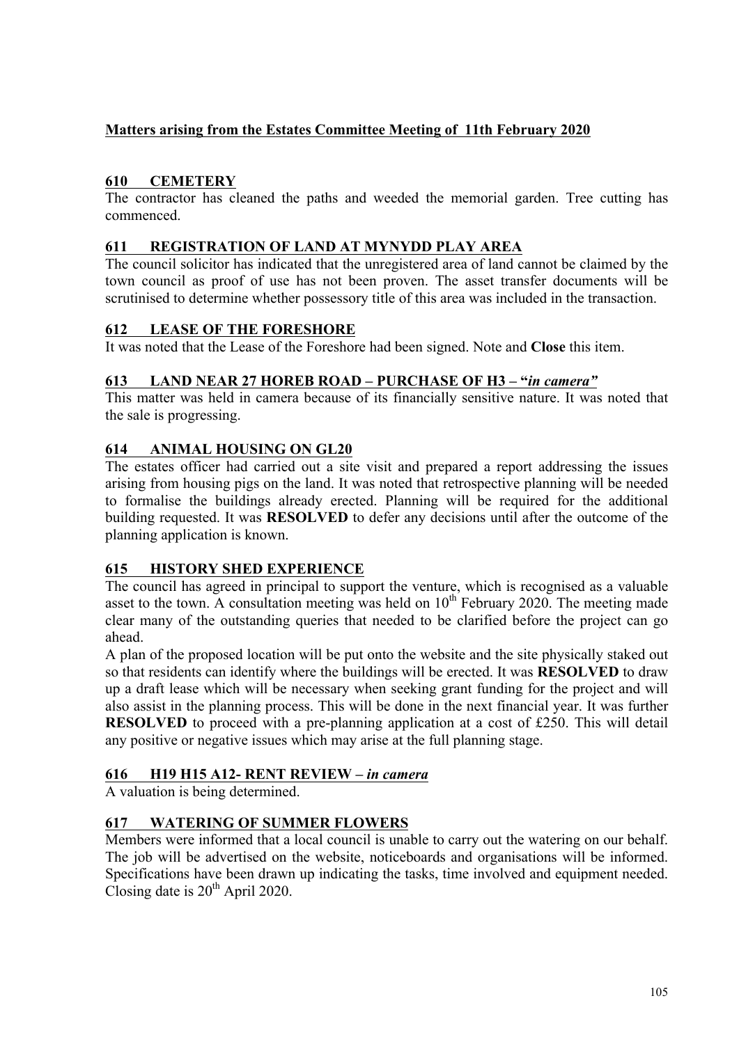## Matters arising from the Estates Committee Meeting of 11th February 2020

### 610 CEMETERY

The contractor has cleaned the paths and weeded the memorial garden. Tree cutting has commenced.

### 611 REGISTRATION OF LAND AT MYNYDD PLAY AREA

The council solicitor has indicated that the unregistered area of land cannot be claimed by the town council as proof of use has not been proven. The asset transfer documents will be scrutinised to determine whether possessory title of this area was included in the transaction.

### 612 LEASE OF THE FORESHORE

It was noted that the Lease of the Foreshore had been signed. Note and **Close** this item.

### 613 LAND NEAR 27 HOREB ROAD – PURCHASE OF H3 – "*in camera"*

This matter was held in camera because of its financially sensitive nature. It was noted that the sale is progressing.

### 614 ANIMAL HOUSING ON GL20

The estates officer had carried out a site visit and prepared a report addressing the issues arising from housing pigs on the land. It was noted that retrospective planning will be needed to formalise the buildings already erected. Planning will be required for the additional building requested. It was **RESOLVED** to defer any decisions until after the outcome of the planning application is known.

### 615 HISTORY SHED EXPERIENCE

The council has agreed in principal to support the venture, which is recognised as a valuable asset to the town. A consultation meeting was held on 10th February 2020. The meeting made clear many of the outstanding queries that needed to be clarified before the project can go ahead.

A plan of the proposed location will be put onto the website and the site physically staked out so that residents can identify where the buildings will be erected. It was **RESOLVED** to draw up a draft lease which will be necessary when seeking grant funding for the project and will also assist in the planning process. This will be done in the next financial year. It was further **RESOLVED** to proceed with a pre-planning application at a cost of £250. This will detail any positive or negative issues which may arise at the full planning stage.

### 616 H19 H15 A12- RENT REVIEW – *in camera*

A valuation is being determined.

### 617 WATERING OF SUMMER FLOWERS

Members were informed that a local council is unable to carry out the watering on our behalf. The job will be advertised on the website, noticeboards and organisations will be informed. Specifications have been drawn up indicating the tasks, time involved and equipment needed. Closing date is 20th April 2020.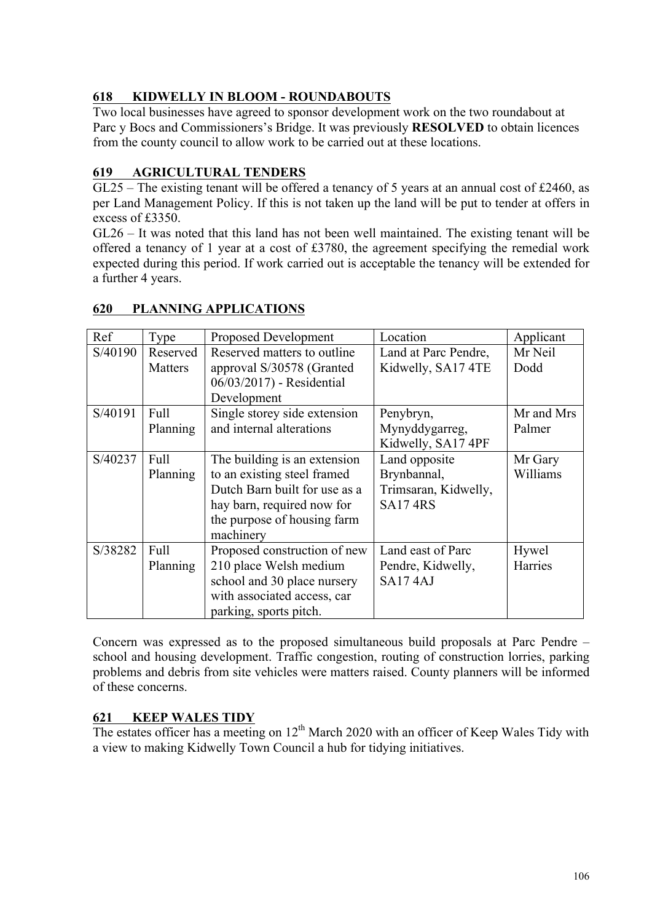## 618 KIDWELLY IN BLOOM - ROUNDABOUTS

Two local businesses have agreed to sponsor development work on the two roundabout at Parc y Bocs and Commissioners's Bridge. It was previously **RESOLVED** to obtain licences from the county council to allow work to be carried out at these locations.

## 619 AGRICULTURAL TENDERS

GL25 – The existing tenant will be offered a tenancy of 5 years at an annual cost of £2460, as per Land Management Policy. If this is not taken up the land will be put to tender at offers in excess of £3350.

GL26 – It was noted that this land has not been well maintained. The existing tenant will be offered a tenancy of 1 year at a cost of £3780, the agreement specifying the remedial work expected during this period. If work carried out is acceptable the tenancy will be extended for a further 4 years.

## 620 PLANNING APPLICATIONS

| Ref | Type | Proposed Development | Location | Applicant |
|---|---|---|---|---|
| S/40190 | Reserved Matters | Reserved matters to outline approval S/30578 (Granted 06/03/2017) - Residential Development | Land at Parc Pendre, Kidwelly, SA17 4TE | Mr Neil Dodd |
| S/40191 | Full Planning | Single storey side extension and internal alterations | Penybryn, Mynyddygarreg, Kidwelly, SA17 4PF | Mr and Mrs Palmer |
| S/40237 | Full Planning | The building is an extension to an existing steel framed Dutch Barn built for use as a hay barn, required now for the purpose of housing farm machinery | Land opposite Brynbannal, Trimsaran, Kidwelly, SA17 4RS | Mr Gary Williams |
| S/38282 | Full Planning | Proposed construction of new 210 place Welsh medium school and 30 place nursery with associated access, car parking, sports pitch. | Land east of Parc Pendre, Kidwelly, SA17 4AJ | Hywel Harries |

Concern was expressed as to the proposed simultaneous build proposals at Parc Pendre – school and housing development. Traffic congestion, routing of construction lorries, parking problems and debris from site vehicles were matters raised. County planners will be informed of these concerns.

## 621 KEEP WALES TIDY

The estates officer has a meeting on 12th March 2020 with an officer of Keep Wales Tidy with a view to making Kidwelly Town Council a hub for tidying initiatives.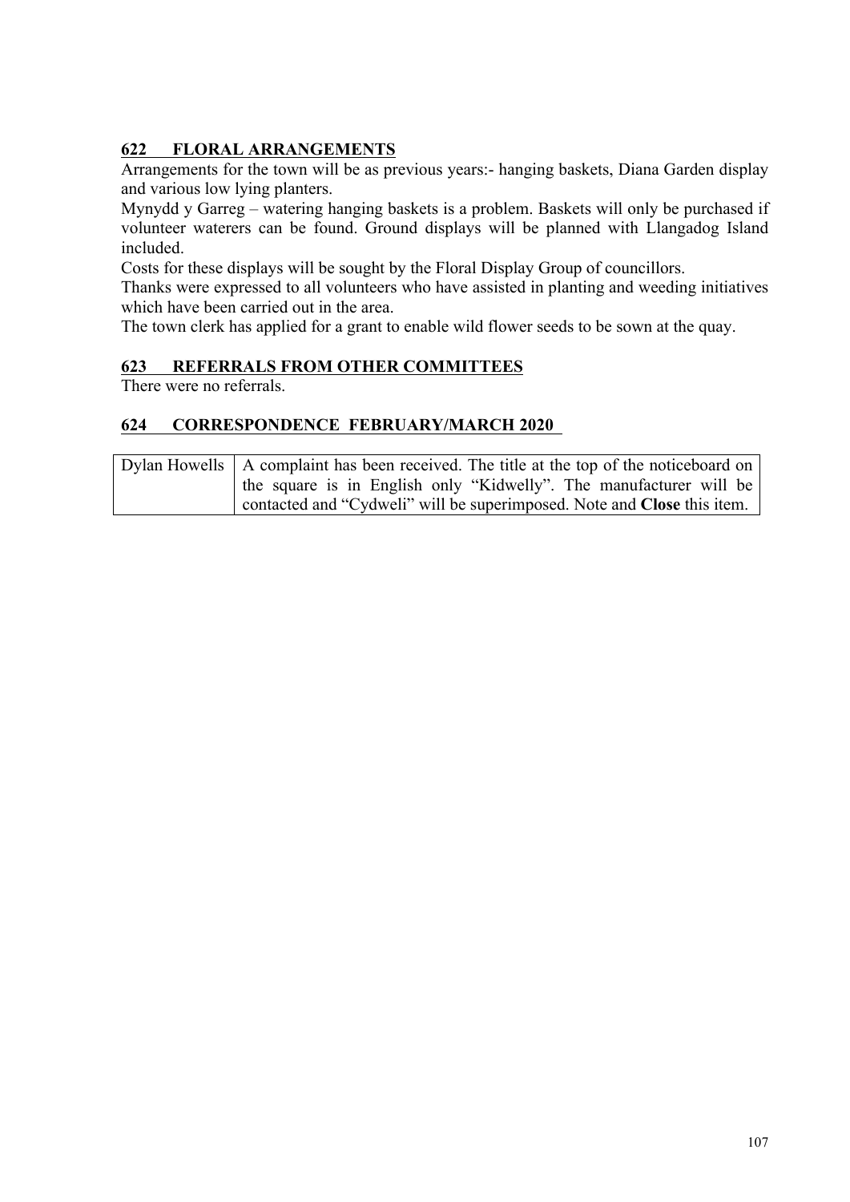## 622 FLORAL ARRANGEMENTS

Arrangements for the town will be as previous years:- hanging baskets, Diana Garden display and various low lying planters.

Mynydd y Garreg – watering hanging baskets is a problem. Baskets will only be purchased if volunteer waterers can be found. Ground displays will be planned with Llangadog Island included.

Costs for these displays will be sought by the Floral Display Group of councillors.

Thanks were expressed to all volunteers who have assisted in planting and weeding initiatives which have been carried out in the area.

The town clerk has applied for a grant to enable wild flower seeds to be sown at the quay.

## 623 REFERRALS FROM OTHER COMMITTEES

There were no referrals.

## 624 CORRESPONDENCE FEBRUARY/MARCH 2020

| | |
|---|---|
| Dylan Howells | A complaint has been received. The title at the top of the noticeboard on the square is in English only "Kidwelly". The manufacturer will be contacted and "Cydweli" will be superimposed. Note and **Close** this item. |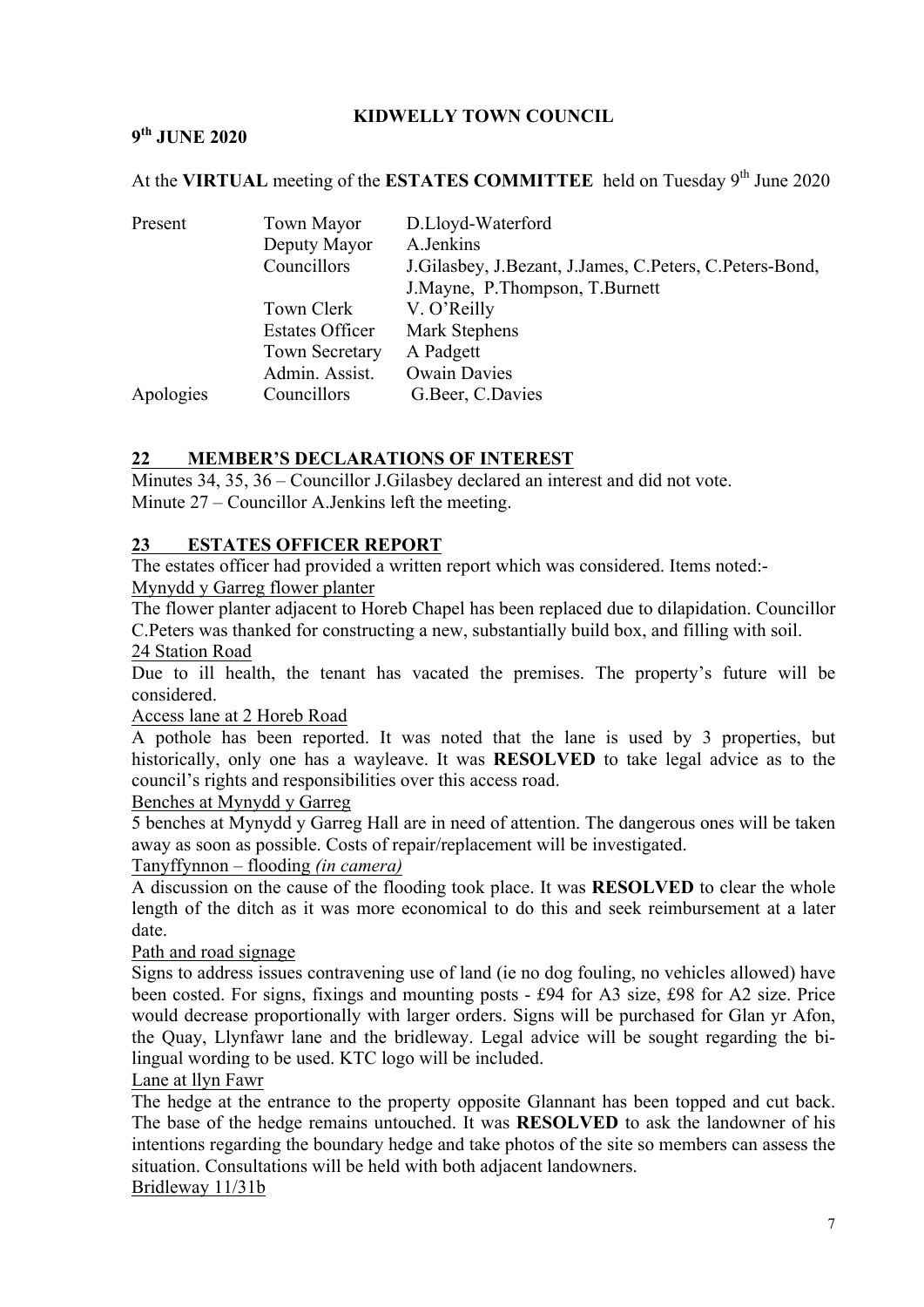**KIDWELLY TOWN COUNCIL**

**9th JUNE 2020**

At the **VIRTUAL** meeting of the **ESTATES COMMITTEE** held on Tuesday 9th June 2020

| | | |
|---|---|---|
| Present | Town Mayor | D.Lloyd-Waterford |
| | Deputy Mayor | A.Jenkins |
| | Councillors | J.Gilasbey, J.Bezant, J.James, C.Peters, C.Peters-Bond, J.Mayne, P.Thompson, T.Burnett |
| | Town Clerk | V. O'Reilly |
| | Estates Officer | Mark Stephens |
| | Town Secretary | A Padgett |
| | Admin. Assist. | Owain Davies |
| Apologies | Councillors | G.Beer, C.Davies |

## 22 MEMBER'S DECLARATIONS OF INTEREST

Minutes 34, 35, 36 – Councillor J.Gilasbey declared an interest and did not vote.
Minute 27 – Councillor A.Jenkins left the meeting.

## 23 ESTATES OFFICER REPORT

The estates officer had provided a written report which was considered. Items noted:-

Mynydd y Garreg flower planter

The flower planter adjacent to Horeb Chapel has been replaced due to dilapidation. Councillor C.Peters was thanked for constructing a new, substantially build box, and filling with soil.

24 Station Road

Due to ill health, the tenant has vacated the premises. The property's future will be considered.

Access lane at 2 Horeb Road

A pothole has been reported. It was noted that the lane is used by 3 properties, but historically, only one has a wayleave. It was **RESOLVED** to take legal advice as to the council's rights and responsibilities over this access road.

Benches at Mynydd y Garreg

5 benches at Mynydd y Garreg Hall are in need of attention. The dangerous ones will be taken away as soon as possible. Costs of repair/replacement will be investigated.

Tanyffynnon – flooding *(in camera)*

A discussion on the cause of the flooding took place. It was **RESOLVED** to clear the whole length of the ditch as it was more economical to do this and seek reimbursement at a later date.

Path and road signage

Signs to address issues contravening use of land (ie no dog fouling, no vehicles allowed) have been costed. For signs, fixings and mounting posts - £94 for A3 size, £98 for A2 size. Price would decrease proportionally with larger orders. Signs will be purchased for Glan yr Afon, the Quay, Llynfawr lane and the bridleway. Legal advice will be sought regarding the bi-lingual wording to be used. KTC logo will be included.

Lane at llyn Fawr

The hedge at the entrance to the property opposite Glannant has been topped and cut back. The base of the hedge remains untouched. It was **RESOLVED** to ask the landowner of his intentions regarding the boundary hedge and take photos of the site so members can assess the situation. Consultations will be held with both adjacent landowners.

Bridleway 11/31b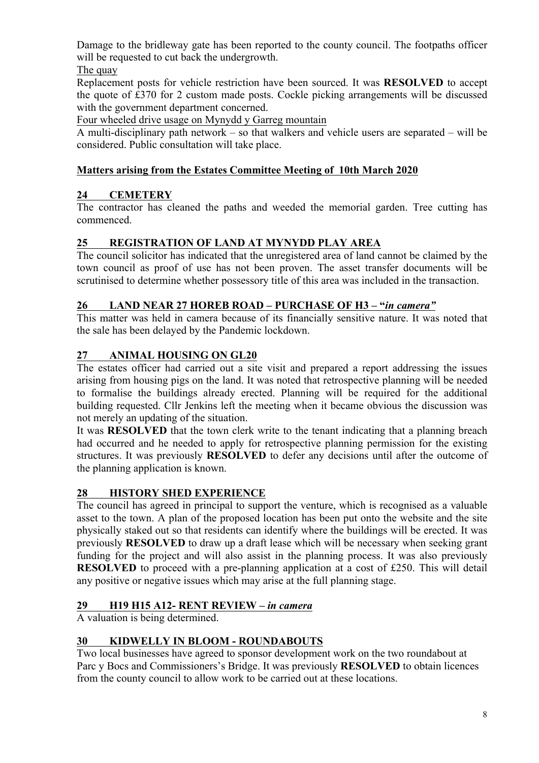Damage to the bridleway gate has been reported to the county council. The footpaths officer will be requested to cut back the undergrowth.

<u>The quay</u>

Replacement posts for vehicle restriction have been sourced. It was **RESOLVED** to accept the quote of £370 for 2 custom made posts. Cockle picking arrangements will be discussed with the government department concerned.

<u>Four wheeled drive usage on Mynydd y Garreg mountain</u>

A multi-disciplinary path network – so that walkers and vehicle users are separated – will be considered. Public consultation will take place.

**<u>Matters arising from the Estates Committee Meeting of 10th March 2020</u>**

## <u>24 CEMETERY</u>

The contractor has cleaned the paths and weeded the memorial garden. Tree cutting has commenced.

## <u>25 REGISTRATION OF LAND AT MYNYDD PLAY AREA</u>

The council solicitor has indicated that the unregistered area of land cannot be claimed by the town council as proof of use has not been proven. The asset transfer documents will be scrutinised to determine whether possessory title of this area was included in the transaction.

## <u>26 LAND NEAR 27 HOREB ROAD – PURCHASE OF H3 – "*in camera"*</u>

This matter was held in camera because of its financially sensitive nature. It was noted that the sale has been delayed by the Pandemic lockdown.

## <u>27 ANIMAL HOUSING ON GL20</u>

The estates officer had carried out a site visit and prepared a report addressing the issues arising from housing pigs on the land. It was noted that retrospective planning will be needed to formalise the buildings already erected. Planning will be required for the additional building requested. Cllr Jenkins left the meeting when it became obvious the discussion was not merely an updating of the situation.

It was **RESOLVED** that the town clerk write to the tenant indicating that a planning breach had occurred and he needed to apply for retrospective planning permission for the existing structures. It was previously **RESOLVED** to defer any decisions until after the outcome of the planning application is known.

## <u>28 HISTORY SHED EXPERIENCE</u>

The council has agreed in principal to support the venture, which is recognised as a valuable asset to the town. A plan of the proposed location has been put onto the website and the site physically staked out so that residents can identify where the buildings will be erected. It was previously **RESOLVED** to draw up a draft lease which will be necessary when seeking grant funding for the project and will also assist in the planning process. It was also previously **RESOLVED** to proceed with a pre-planning application at a cost of £250. This will detail any positive or negative issues which may arise at the full planning stage.

## <u>29 H19 H15 A12- RENT REVIEW – *in camera*</u>

A valuation is being determined.

## <u>30 KIDWELLY IN BLOOM - ROUNDABOUTS</u>

Two local businesses have agreed to sponsor development work on the two roundabout at Parc y Bocs and Commissioners's Bridge. It was previously **RESOLVED** to obtain licences from the county council to allow work to be carried out at these locations.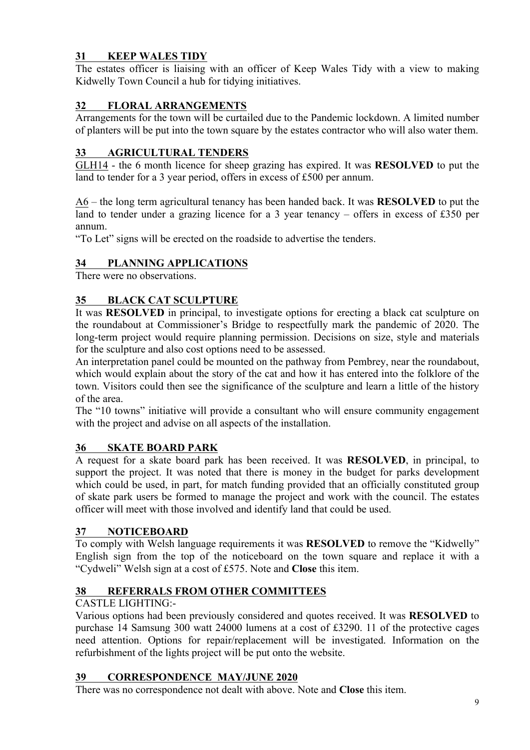## 31 KEEP WALES TIDY

The estates officer is liaising with an officer of Keep Wales Tidy with a view to making Kidwelly Town Council a hub for tidying initiatives.

## 32 FLORAL ARRANGEMENTS

Arrangements for the town will be curtailed due to the Pandemic lockdown. A limited number of planters will be put into the town square by the estates contractor who will also water them.

## 33 AGRICULTURAL TENDERS

GLH14 - the 6 month licence for sheep grazing has expired. It was **RESOLVED** to put the land to tender for a 3 year period, offers in excess of £500 per annum.

A6 – the long term agricultural tenancy has been handed back. It was **RESOLVED** to put the land to tender under a grazing licence for a 3 year tenancy – offers in excess of £350 per annum.

"To Let" signs will be erected on the roadside to advertise the tenders.

## 34 PLANNING APPLICATIONS

There were no observations.

## 35 BLACK CAT SCULPTURE

It was **RESOLVED** in principal, to investigate options for erecting a black cat sculpture on the roundabout at Commissioner's Bridge to respectfully mark the pandemic of 2020. The long-term project would require planning permission. Decisions on size, style and materials for the sculpture and also cost options need to be assessed.

An interpretation panel could be mounted on the pathway from Pembrey, near the roundabout, which would explain about the story of the cat and how it has entered into the folklore of the town. Visitors could then see the significance of the sculpture and learn a little of the history of the area.

The "10 towns" initiative will provide a consultant who will ensure community engagement with the project and advise on all aspects of the installation.

## 36 SKATE BOARD PARK

A request for a skate board park has been received. It was **RESOLVED**, in principal, to support the project. It was noted that there is money in the budget for parks development which could be used, in part, for match funding provided that an officially constituted group of skate park users be formed to manage the project and work with the council. The estates officer will meet with those involved and identify land that could be used.

## 37 NOTICEBOARD

To comply with Welsh language requirements it was **RESOLVED** to remove the "Kidwelly" English sign from the top of the noticeboard on the town square and replace it with a "Cydweli" Welsh sign at a cost of £575. Note and **Close** this item.

## 38 REFERRALS FROM OTHER COMMITTEES

CASTLE LIGHTING:-

Various options had been previously considered and quotes received. It was **RESOLVED** to purchase 14 Samsung 300 watt 24000 lumens at a cost of £3290. 11 of the protective cages need attention. Options for repair/replacement will be investigated. Information on the refurbishment of the lights project will be put onto the website.

## 39 CORRESPONDENCE MAY/JUNE 2020

There was no correspondence not dealt with above. Note and **Close** this item.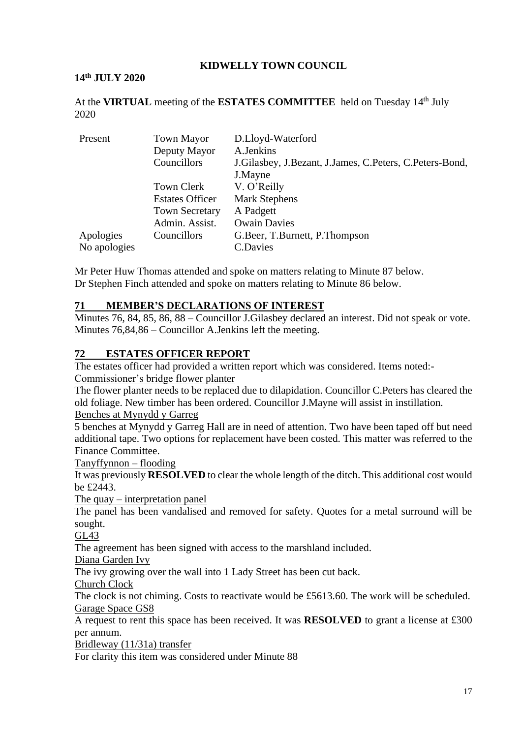**KIDWELLY TOWN COUNCIL**

**14th JULY 2020**

At the **VIRTUAL** meeting of the **ESTATES COMMITTEE** held on Tuesday 14th July 2020

| | | |
|---|---|---|
| Present | Town Mayor | D.Lloyd-Waterford |
| | Deputy Mayor | A.Jenkins |
| | Councillors | J.Gilasbey, J.Bezant, J.James, C.Peters, C.Peters-Bond, J.Mayne |
| | Town Clerk | V. O'Reilly |
| | Estates Officer | Mark Stephens |
| | Town Secretary | A Padgett |
| | Admin. Assist. | Owain Davies |
| Apologies | Councillors | G.Beer, T.Burnett, P.Thompson |
| No apologies | | C.Davies |

Mr Peter Huw Thomas attended and spoke on matters relating to Minute 87 below.
Dr Stephen Finch attended and spoke on matters relating to Minute 86 below.

## 71 MEMBER'S DECLARATIONS OF INTEREST

Minutes 76, 84, 85, 86, 88 – Councillor J.Gilasbey declared an interest. Did not speak or vote.
Minutes 76,84,86 – Councillor A.Jenkins left the meeting.

## 72 ESTATES OFFICER REPORT

The estates officer had provided a written report which was considered. Items noted:-

Commissioner's bridge flower planter

The flower planter needs to be replaced due to dilapidation. Councillor C.Peters has cleared the old foliage. New timber has been ordered. Councillor J.Mayne will assist in instillation.

Benches at Mynydd y Garreg

5 benches at Mynydd y Garreg Hall are in need of attention. Two have been taped off but need additional tape. Two options for replacement have been costed. This matter was referred to the Finance Committee.

Tanyffynnon – flooding

It was previously **RESOLVED** to clear the whole length of the ditch. This additional cost would be £2443.

The quay – interpretation panel

The panel has been vandalised and removed for safety. Quotes for a metal surround will be sought.

GL43

The agreement has been signed with access to the marshland included.

Diana Garden Ivy

The ivy growing over the wall into 1 Lady Street has been cut back.

Church Clock

The clock is not chiming. Costs to reactivate would be £5613.60. The work will be scheduled.

Garage Space GS8

A request to rent this space has been received. It was **RESOLVED** to grant a license at £300 per annum.

Bridleway (11/31a) transfer

For clarity this item was considered under Minute 88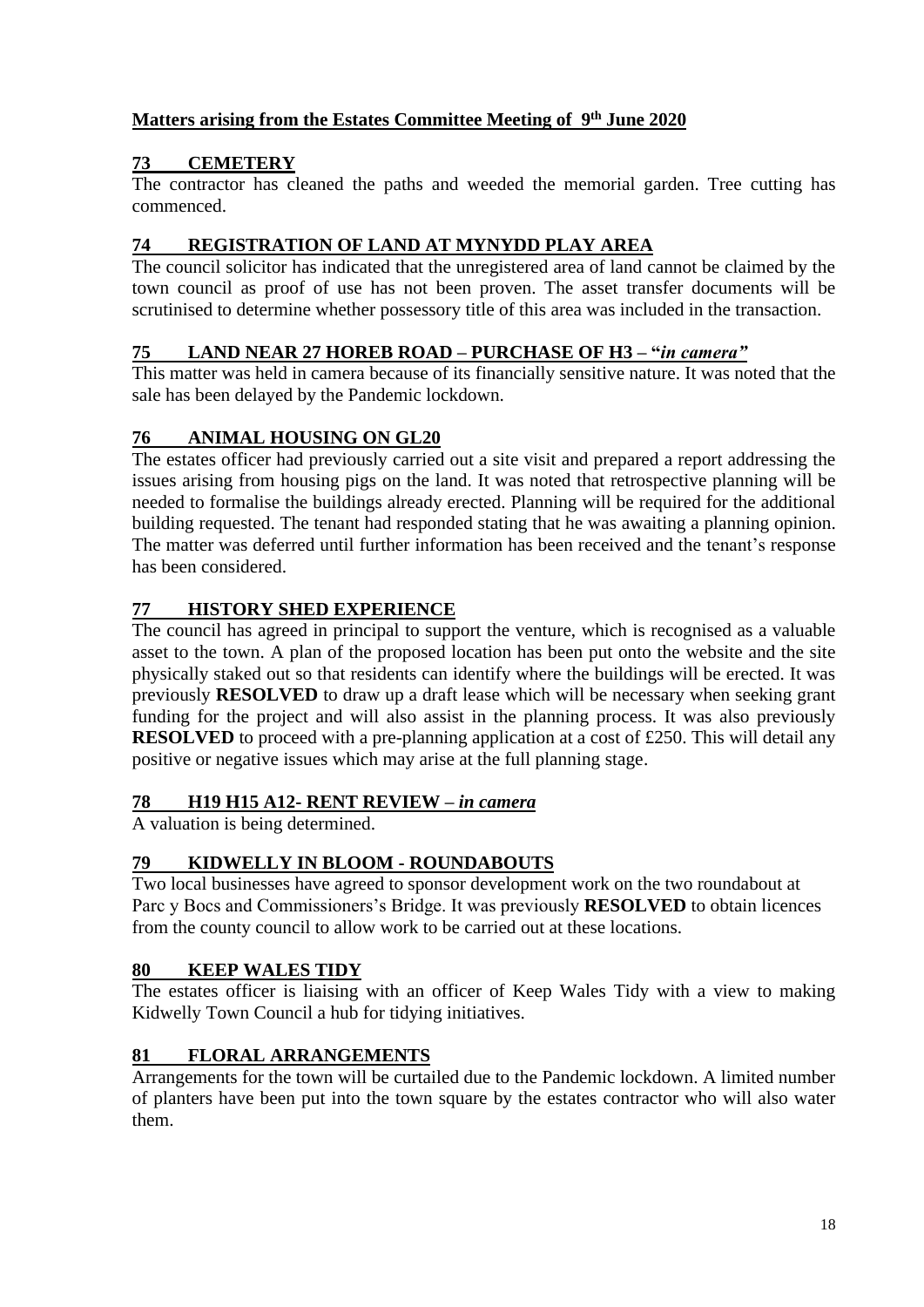## Matters arising from the Estates Committee Meeting of 9th June 2020

### 73 CEMETERY

The contractor has cleaned the paths and weeded the memorial garden. Tree cutting has commenced.

### 74 REGISTRATION OF LAND AT MYNYDD PLAY AREA

The council solicitor has indicated that the unregistered area of land cannot be claimed by the town council as proof of use has not been proven. The asset transfer documents will be scrutinised to determine whether possessory title of this area was included in the transaction.

### 75 LAND NEAR 27 HOREB ROAD – PURCHASE OF H3 – "*in camera*"

This matter was held in camera because of its financially sensitive nature. It was noted that the sale has been delayed by the Pandemic lockdown.

### 76 ANIMAL HOUSING ON GL20

The estates officer had previously carried out a site visit and prepared a report addressing the issues arising from housing pigs on the land. It was noted that retrospective planning will be needed to formalise the buildings already erected. Planning will be required for the additional building requested. The tenant had responded stating that he was awaiting a planning opinion. The matter was deferred until further information has been received and the tenant's response has been considered.

### 77 HISTORY SHED EXPERIENCE

The council has agreed in principal to support the venture, which is recognised as a valuable asset to the town. A plan of the proposed location has been put onto the website and the site physically staked out so that residents can identify where the buildings will be erected. It was previously **RESOLVED** to draw up a draft lease which will be necessary when seeking grant funding for the project and will also assist in the planning process. It was also previously **RESOLVED** to proceed with a pre-planning application at a cost of £250. This will detail any positive or negative issues which may arise at the full planning stage.

### 78 H19 H15 A12- RENT REVIEW – *in camera*

A valuation is being determined.

### 79 KIDWELLY IN BLOOM - ROUNDABOUTS

Two local businesses have agreed to sponsor development work on the two roundabout at Parc y Bocs and Commissioners's Bridge. It was previously **RESOLVED** to obtain licences from the county council to allow work to be carried out at these locations.

### 80 KEEP WALES TIDY

The estates officer is liaising with an officer of Keep Wales Tidy with a view to making Kidwelly Town Council a hub for tidying initiatives.

### 81 FLORAL ARRANGEMENTS

Arrangements for the town will be curtailed due to the Pandemic lockdown. A limited number of planters have been put into the town square by the estates contractor who will also water them.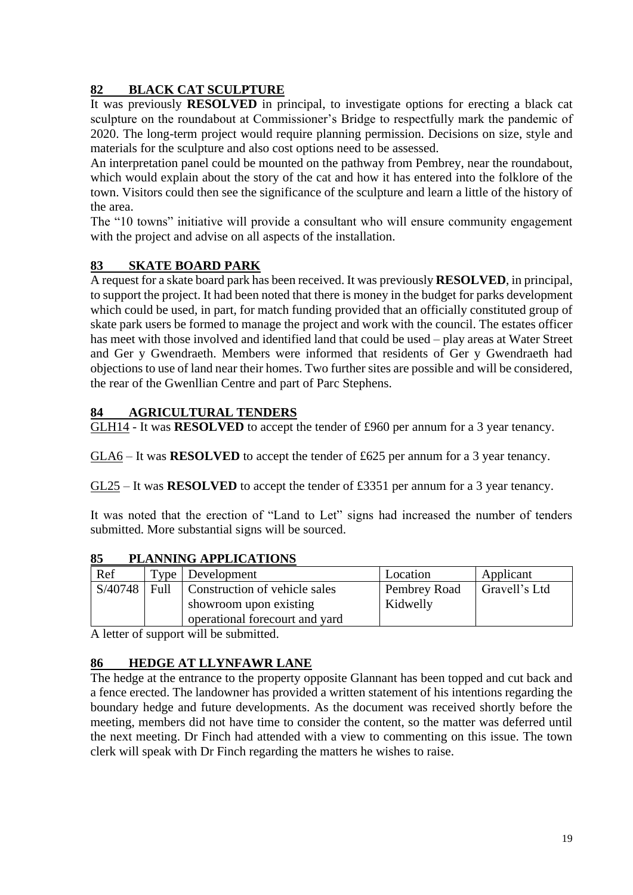## 82 BLACK CAT SCULPTURE

It was previously **RESOLVED** in principal, to investigate options for erecting a black cat sculpture on the roundabout at Commissioner's Bridge to respectfully mark the pandemic of 2020. The long-term project would require planning permission. Decisions on size, style and materials for the sculpture and also cost options need to be assessed.

An interpretation panel could be mounted on the pathway from Pembrey, near the roundabout, which would explain about the story of the cat and how it has entered into the folklore of the town. Visitors could then see the significance of the sculpture and learn a little of the history of the area.

The "10 towns" initiative will provide a consultant who will ensure community engagement with the project and advise on all aspects of the installation.

## 83 SKATE BOARD PARK

A request for a skate board park has been received. It was previously **RESOLVED**, in principal, to support the project. It had been noted that there is money in the budget for parks development which could be used, in part, for match funding provided that an officially constituted group of skate park users be formed to manage the project and work with the council. The estates officer has meet with those involved and identified land that could be used – play areas at Water Street and Ger y Gwendraeth. Members were informed that residents of Ger y Gwendraeth had objections to use of land near their homes. Two further sites are possible and will be considered, the rear of the Gwenllian Centre and part of Parc Stephens.

## 84 AGRICULTURAL TENDERS

GLH14 - It was **RESOLVED** to accept the tender of £960 per annum for a 3 year tenancy.

GLA6 – It was **RESOLVED** to accept the tender of £625 per annum for a 3 year tenancy.

GL25 – It was **RESOLVED** to accept the tender of £3351 per annum for a 3 year tenancy.

It was noted that the erection of "Land to Let" signs had increased the number of tenders submitted. More substantial signs will be sourced.

## 85 PLANNING APPLICATIONS

| Ref | Type | Development | Location | Applicant |
|---|---|---|---|---|
| S/40748 | Full | Construction of vehicle sales showroom upon existing operational forecourt and yard | Pembrey Road Kidwelly | Gravell's Ltd |

A letter of support will be submitted.

## 86 HEDGE AT LLYNFAWR LANE

The hedge at the entrance to the property opposite Glannant has been topped and cut back and a fence erected. The landowner has provided a written statement of his intentions regarding the boundary hedge and future developments. As the document was received shortly before the meeting, members did not have time to consider the content, so the matter was deferred until the next meeting. Dr Finch had attended with a view to commenting on this issue. The town clerk will speak with Dr Finch regarding the matters he wishes to raise.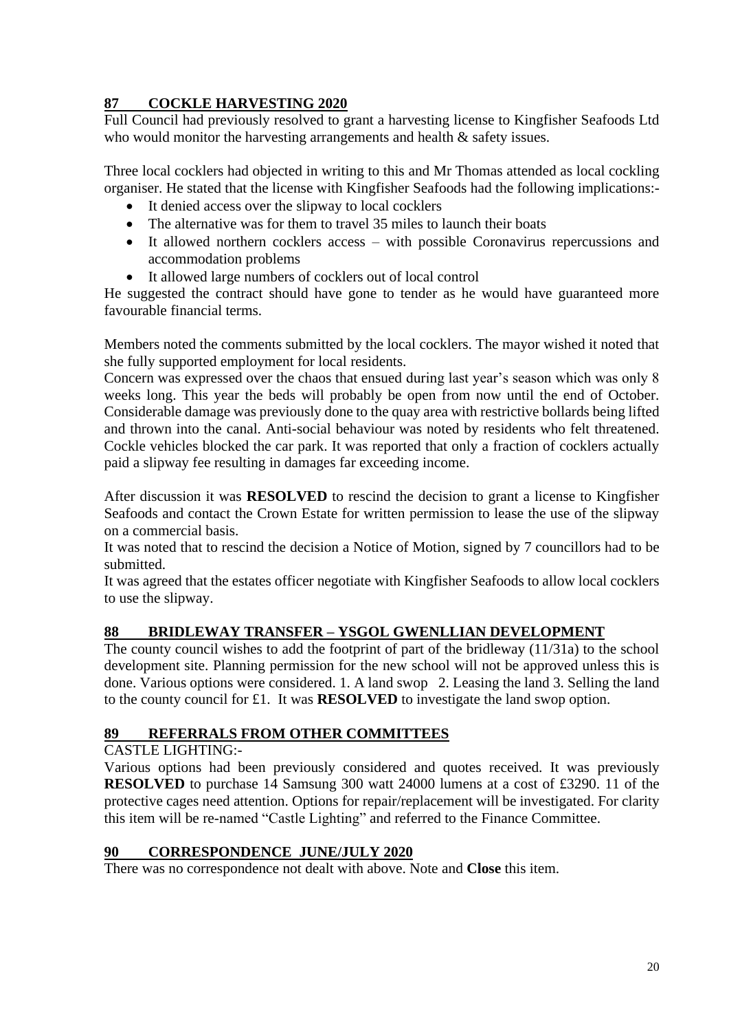## 87 COCKLE HARVESTING 2020

Full Council had previously resolved to grant a harvesting license to Kingfisher Seafoods Ltd who would monitor the harvesting arrangements and health & safety issues.

Three local cocklers had objected in writing to this and Mr Thomas attended as local cockling organiser. He stated that the license with Kingfisher Seafoods had the following implications:-

- It denied access over the slipway to local cocklers
- The alternative was for them to travel 35 miles to launch their boats
- It allowed northern cocklers access – with possible Coronavirus repercussions and accommodation problems
- It allowed large numbers of cocklers out of local control

He suggested the contract should have gone to tender as he would have guaranteed more favourable financial terms.

Members noted the comments submitted by the local cocklers. The mayor wished it noted that she fully supported employment for local residents.

Concern was expressed over the chaos that ensued during last year's season which was only 8 weeks long. This year the beds will probably be open from now until the end of October. Considerable damage was previously done to the quay area with restrictive bollards being lifted and thrown into the canal. Anti-social behaviour was noted by residents who felt threatened. Cockle vehicles blocked the car park. It was reported that only a fraction of cocklers actually paid a slipway fee resulting in damages far exceeding income.

After discussion it was **RESOLVED** to rescind the decision to grant a license to Kingfisher Seafoods and contact the Crown Estate for written permission to lease the use of the slipway on a commercial basis.

It was noted that to rescind the decision a Notice of Motion, signed by 7 councillors had to be submitted.

It was agreed that the estates officer negotiate with Kingfisher Seafoods to allow local cocklers to use the slipway.

## 88 BRIDLEWAY TRANSFER – YSGOL GWENLLIAN DEVELOPMENT

The county council wishes to add the footprint of part of the bridleway (11/31a) to the school development site. Planning permission for the new school will not be approved unless this is done. Various options were considered. 1. A land swop 2. Leasing the land 3. Selling the land to the county council for £1. It was **RESOLVED** to investigate the land swop option.

## 89 REFERRALS FROM OTHER COMMITTEES

CASTLE LIGHTING:-

Various options had been previously considered and quotes received. It was previously **RESOLVED** to purchase 14 Samsung 300 watt 24000 lumens at a cost of £3290. 11 of the protective cages need attention. Options for repair/replacement will be investigated. For clarity this item will be re-named "Castle Lighting" and referred to the Finance Committee.

## 90 CORRESPONDENCE JUNE/JULY 2020

There was no correspondence not dealt with above. Note and **Close** this item.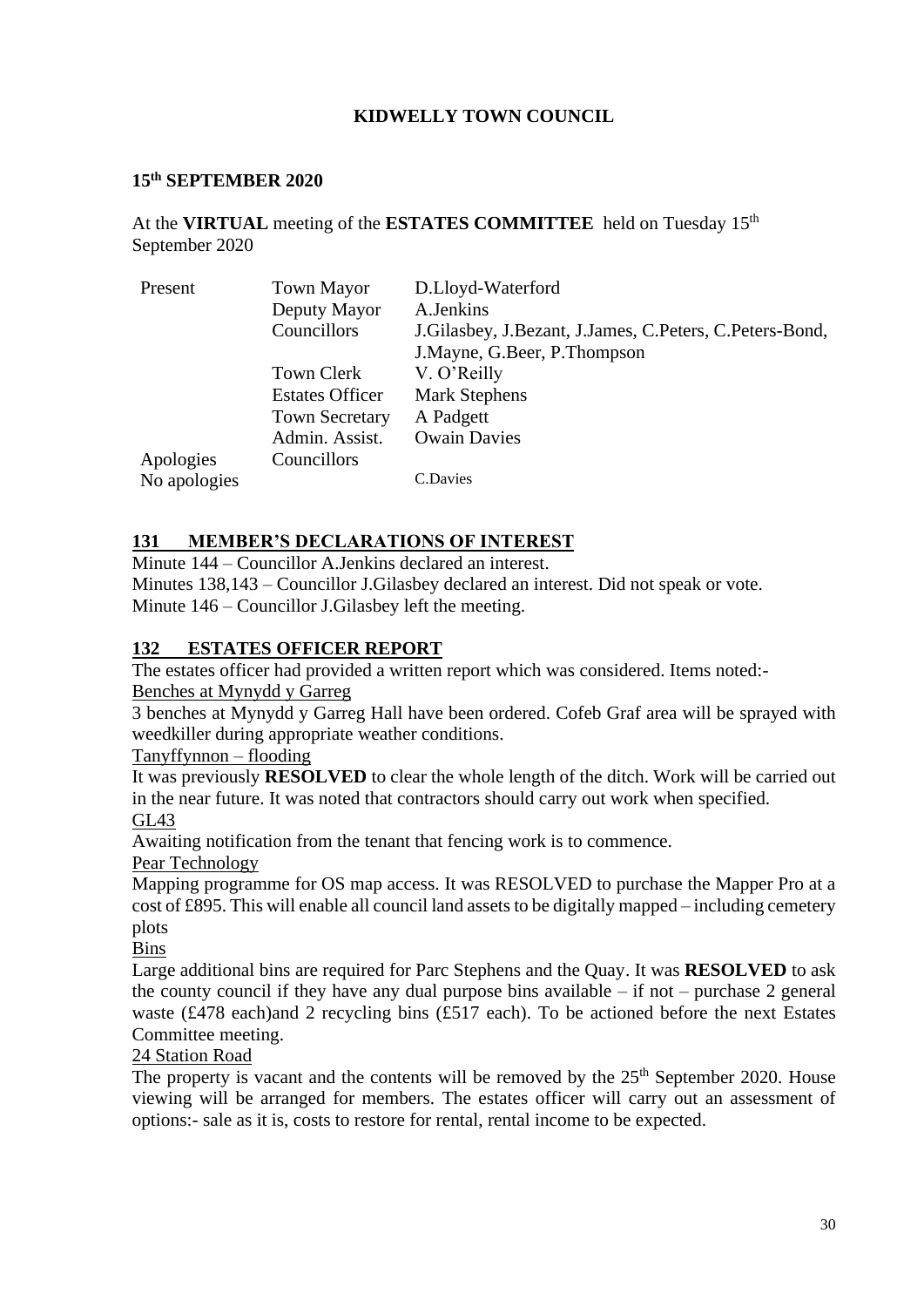**KIDWELLY TOWN COUNCIL**

**15th SEPTEMBER 2020**

At the **VIRTUAL** meeting of the **ESTATES COMMITTEE** held on Tuesday 15th September 2020

| | | |
|---|---|---|
| Present | Town Mayor | D.Lloyd-Waterford |
| | Deputy Mayor | A.Jenkins |
| | Councillors | J.Gilasbey, J.Bezant, J.James, C.Peters, C.Peters-Bond, J.Mayne, G.Beer, P.Thompson |
| | Town Clerk | V. O'Reilly |
| | Estates Officer | Mark Stephens |
| | Town Secretary | A Padgett |
| | Admin. Assist. | Owain Davies |
| Apologies | Councillors | |
| No apologies | | C.Davies |

## 131 MEMBER'S DECLARATIONS OF INTEREST

Minute 144 – Councillor A.Jenkins declared an interest.
Minutes 138,143 – Councillor J.Gilasbey declared an interest. Did not speak or vote.
Minute 146 – Councillor J.Gilasbey left the meeting.

## 132 ESTATES OFFICER REPORT

The estates officer had provided a written report which was considered. Items noted:-

Benches at Mynydd y Garreg

3 benches at Mynydd y Garreg Hall have been ordered. Cofeb Graf area will be sprayed with weedkiller during appropriate weather conditions.

Tanyffynnon – flooding

It was previously **RESOLVED** to clear the whole length of the ditch. Work will be carried out in the near future. It was noted that contractors should carry out work when specified.

GL43

Awaiting notification from the tenant that fencing work is to commence.

Pear Technology

Mapping programme for OS map access. It was RESOLVED to purchase the Mapper Pro at a cost of £895. This will enable all council land assets to be digitally mapped – including cemetery plots

Bins

Large additional bins are required for Parc Stephens and the Quay. It was **RESOLVED** to ask the county council if they have any dual purpose bins available – if not – purchase 2 general waste (£478 each)and 2 recycling bins (£517 each). To be actioned before the next Estates Committee meeting.

24 Station Road

The property is vacant and the contents will be removed by the 25th September 2020. House viewing will be arranged for members. The estates officer will carry out an assessment of options:- sale as it is, costs to restore for rental, rental income to be expected.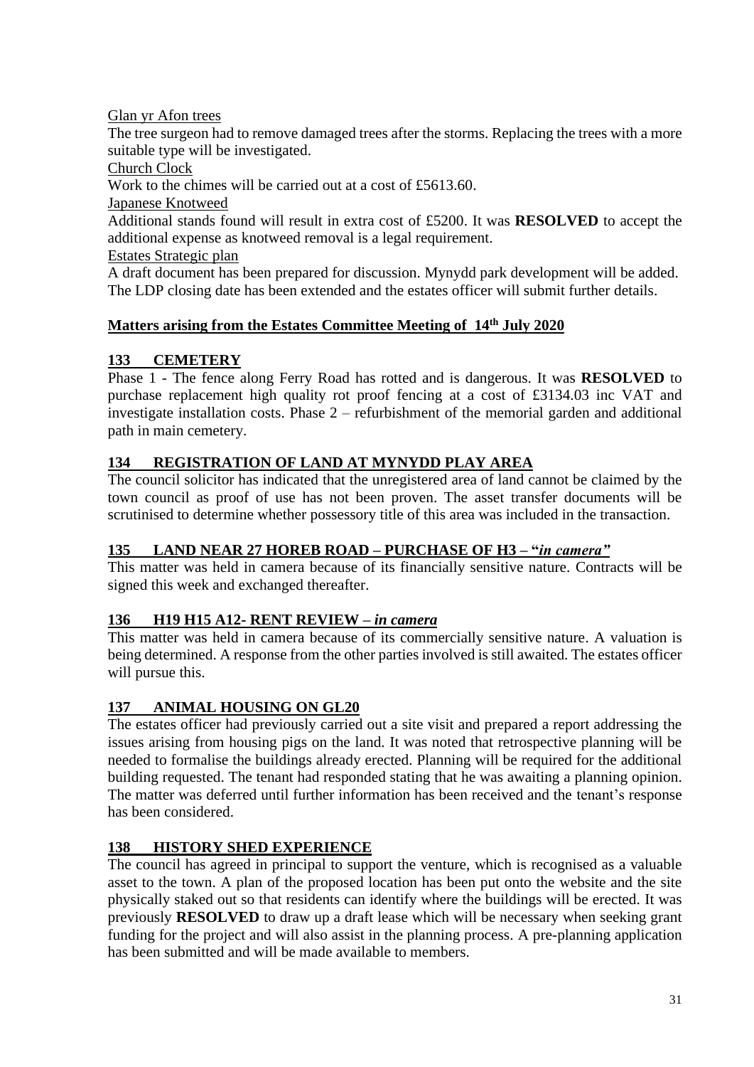Glan yr Afon trees

The tree surgeon had to remove damaged trees after the storms. Replacing the trees with a more suitable type will be investigated.

Church Clock

Work to the chimes will be carried out at a cost of £5613.60.

Japanese Knotweed

Additional stands found will result in extra cost of £5200. It was **RESOLVED** to accept the additional expense as knotweed removal is a legal requirement.

Estates Strategic plan

A draft document has been prepared for discussion. Mynydd park development will be added. The LDP closing date has been extended and the estates officer will submit further details.

## Matters arising from the Estates Committee Meeting of 14th July 2020

### 133 CEMETERY

Phase 1 - The fence along Ferry Road has rotted and is dangerous. It was **RESOLVED** to purchase replacement high quality rot proof fencing at a cost of £3134.03 inc VAT and investigate installation costs. Phase 2 – refurbishment of the memorial garden and additional path in main cemetery.

### 134 REGISTRATION OF LAND AT MYNYDD PLAY AREA

The council solicitor has indicated that the unregistered area of land cannot be claimed by the town council as proof of use has not been proven. The asset transfer documents will be scrutinised to determine whether possessory title of this area was included in the transaction.

### 135 LAND NEAR 27 HOREB ROAD – PURCHASE OF H3 – "*in camera*"

This matter was held in camera because of its financially sensitive nature. Contracts will be signed this week and exchanged thereafter.

### 136 H19 H15 A12- RENT REVIEW – *in camera*

This matter was held in camera because of its commercially sensitive nature. A valuation is being determined. A response from the other parties involved is still awaited. The estates officer will pursue this.

### 137 ANIMAL HOUSING ON GL20

The estates officer had previously carried out a site visit and prepared a report addressing the issues arising from housing pigs on the land. It was noted that retrospective planning will be needed to formalise the buildings already erected. Planning will be required for the additional building requested. The tenant had responded stating that he was awaiting a planning opinion. The matter was deferred until further information has been received and the tenant's response has been considered.

### 138 HISTORY SHED EXPERIENCE

The council has agreed in principal to support the venture, which is recognised as a valuable asset to the town. A plan of the proposed location has been put onto the website and the site physically staked out so that residents can identify where the buildings will be erected. It was previously **RESOLVED** to draw up a draft lease which will be necessary when seeking grant funding for the project and will also assist in the planning process. A pre-planning application has been submitted and will be made available to members.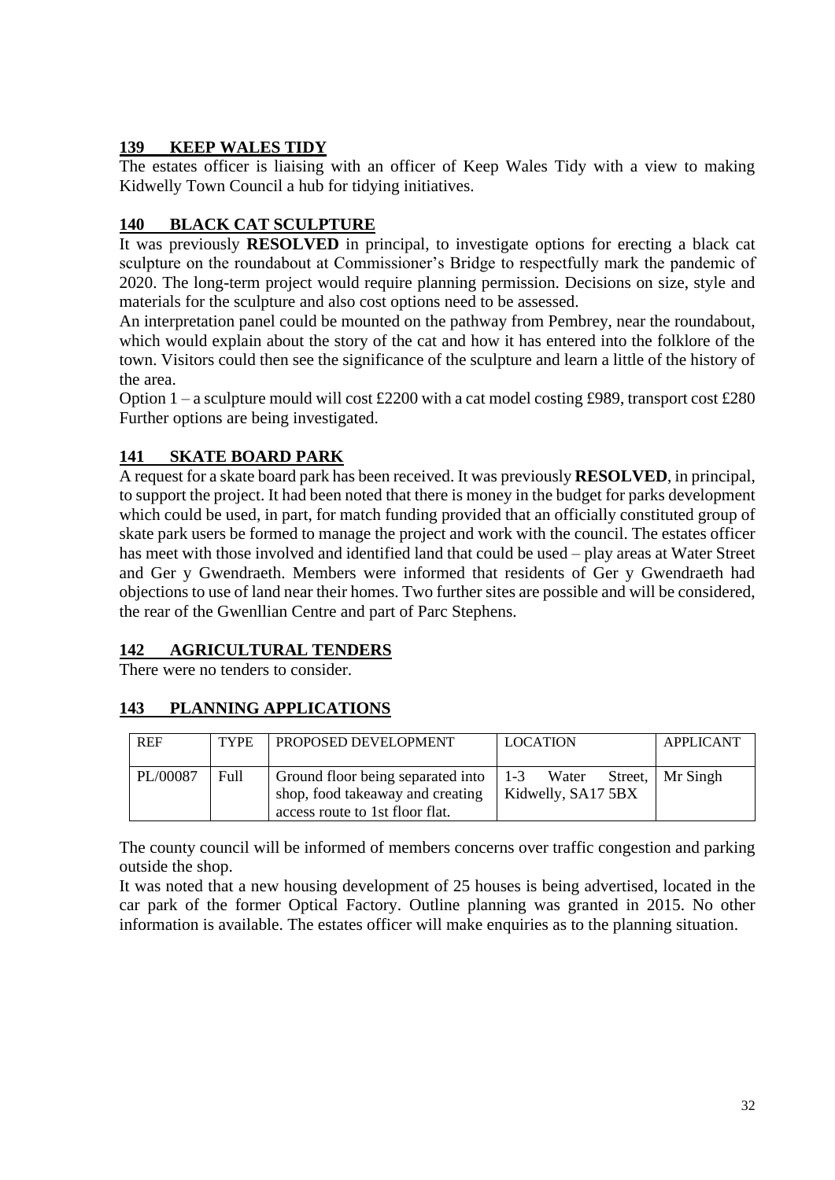## 139 KEEP WALES TIDY

The estates officer is liaising with an officer of Keep Wales Tidy with a view to making Kidwelly Town Council a hub for tidying initiatives.

## 140 BLACK CAT SCULPTURE

It was previously **RESOLVED** in principal, to investigate options for erecting a black cat sculpture on the roundabout at Commissioner's Bridge to respectfully mark the pandemic of 2020. The long-term project would require planning permission. Decisions on size, style and materials for the sculpture and also cost options need to be assessed.

An interpretation panel could be mounted on the pathway from Pembrey, near the roundabout, which would explain about the story of the cat and how it has entered into the folklore of the town. Visitors could then see the significance of the sculpture and learn a little of the history of the area.

Option 1 – a sculpture mould will cost £2200 with a cat model costing £989, transport cost £280

Further options are being investigated.

## 141 SKATE BOARD PARK

A request for a skate board park has been received. It was previously **RESOLVED**, in principal, to support the project. It had been noted that there is money in the budget for parks development which could be used, in part, for match funding provided that an officially constituted group of skate park users be formed to manage the project and work with the council. The estates officer has meet with those involved and identified land that could be used – play areas at Water Street and Ger y Gwendraeth. Members were informed that residents of Ger y Gwendraeth had objections to use of land near their homes. Two further sites are possible and will be considered, the rear of the Gwenllian Centre and part of Parc Stephens.

## 142 AGRICULTURAL TENDERS

There were no tenders to consider.

## 143 PLANNING APPLICATIONS

| REF | TYPE | PROPOSED DEVELOPMENT | LOCATION | APPLICANT |
|---|---|---|---|---|
| PL/00087 | Full | Ground floor being separated into shop, food takeaway and creating access route to 1st floor flat. | 1-3 Water Street, Kidwelly, SA17 5BX | Mr Singh |

The county council will be informed of members concerns over traffic congestion and parking outside the shop.

It was noted that a new housing development of 25 houses is being advertised, located in the car park of the former Optical Factory. Outline planning was granted in 2015. No other information is available. The estates officer will make enquiries as to the planning situation.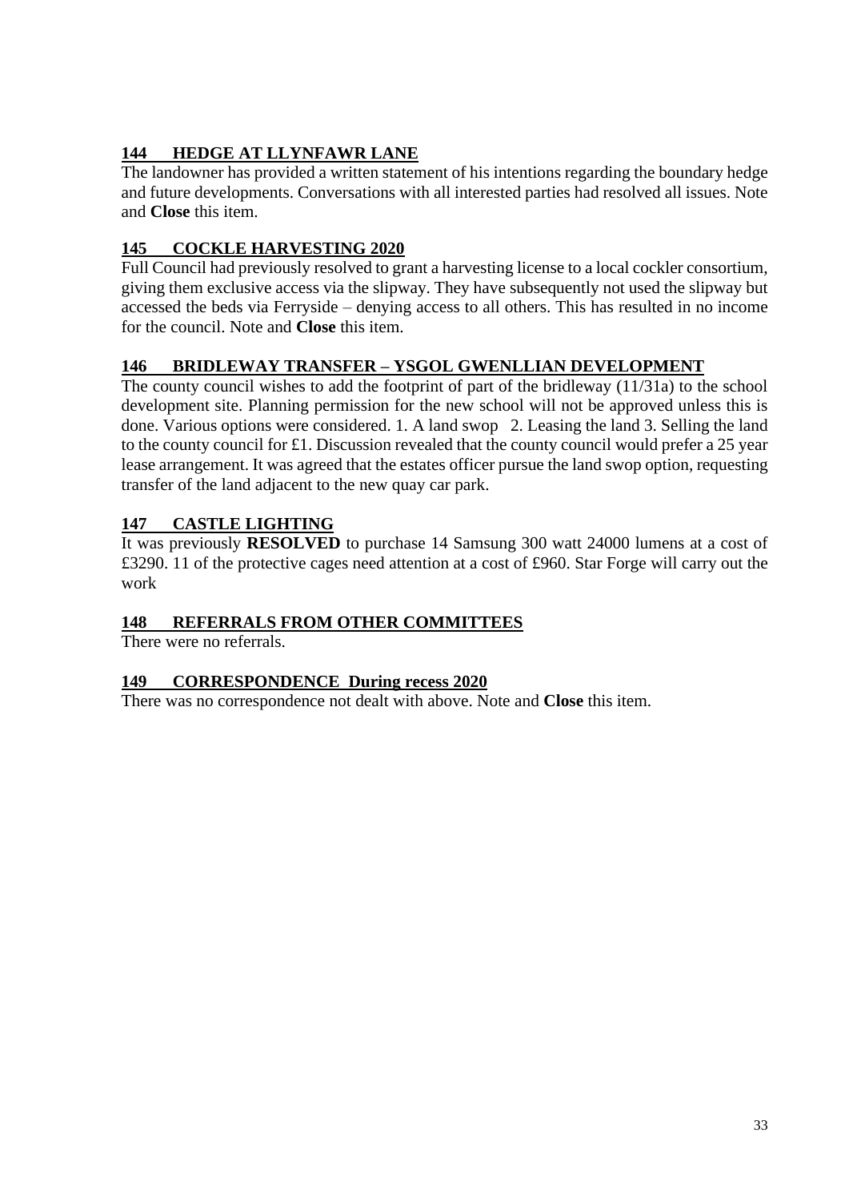## 144 HEDGE AT LLYNFAWR LANE

The landowner has provided a written statement of his intentions regarding the boundary hedge and future developments. Conversations with all interested parties had resolved all issues. Note and **Close** this item.

## 145 COCKLE HARVESTING 2020

Full Council had previously resolved to grant a harvesting license to a local cockler consortium, giving them exclusive access via the slipway. They have subsequently not used the slipway but accessed the beds via Ferryside – denying access to all others. This has resulted in no income for the council. Note and **Close** this item.

## 146 BRIDLEWAY TRANSFER – YSGOL GWENLLIAN DEVELOPMENT

The county council wishes to add the footprint of part of the bridleway (11/31a) to the school development site. Planning permission for the new school will not be approved unless this is done. Various options were considered. 1. A land swop 2. Leasing the land 3. Selling the land to the county council for £1. Discussion revealed that the county council would prefer a 25 year lease arrangement. It was agreed that the estates officer pursue the land swop option, requesting transfer of the land adjacent to the new quay car park.

## 147 CASTLE LIGHTING

It was previously **RESOLVED** to purchase 14 Samsung 300 watt 24000 lumens at a cost of £3290. 11 of the protective cages need attention at a cost of £960. Star Forge will carry out the work

## 148 REFERRALS FROM OTHER COMMITTEES

There were no referrals.

## 149 CORRESPONDENCE During recess 2020

There was no correspondence not dealt with above. Note and **Close** this item.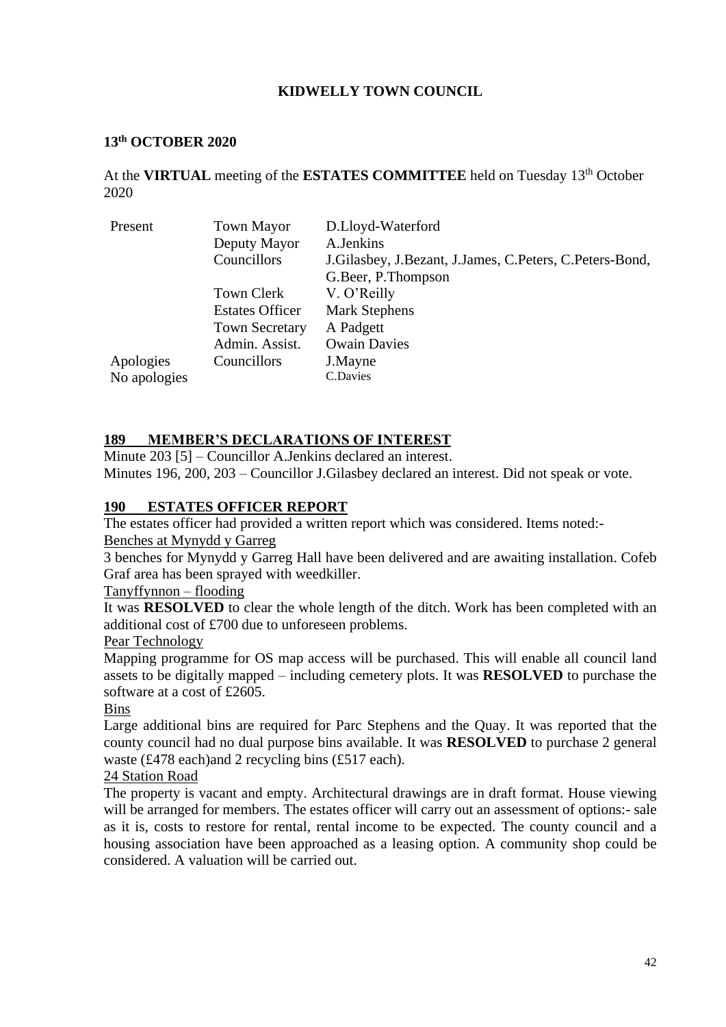**KIDWELLY TOWN COUNCIL**

**13th OCTOBER 2020**

At the **VIRTUAL** meeting of the **ESTATES COMMITTEE** held on Tuesday 13th October 2020

| | | |
|---|---|---|
| Present | Town Mayor | D.Lloyd-Waterford |
| | Deputy Mayor | A.Jenkins |
| | Councillors | J.Gilasbey, J.Bezant, J.James, C.Peters, C.Peters-Bond, G.Beer, P.Thompson |
| | Town Clerk | V. O'Reilly |
| | Estates Officer | Mark Stephens |
| | Town Secretary | A Padgett |
| | Admin. Assist. | Owain Davies |
| Apologies | Councillors | J.Mayne |
| No apologies | | C.Davies |

**189 MEMBER'S DECLARATIONS OF INTEREST**

Minute 203 [5] – Councillor A.Jenkins declared an interest.
Minutes 196, 200, 203 – Councillor J.Gilasbey declared an interest. Did not speak or vote.

**190 ESTATES OFFICER REPORT**

The estates officer had provided a written report which was considered. Items noted:-

Benches at Mynydd y Garreg

3 benches for Mynydd y Garreg Hall have been delivered and are awaiting installation. Cofeb Graf area has been sprayed with weedkiller.

Tanyffynnon – flooding

It was **RESOLVED** to clear the whole length of the ditch. Work has been completed with an additional cost of £700 due to unforeseen problems.

Pear Technology

Mapping programme for OS map access will be purchased. This will enable all council land assets to be digitally mapped – including cemetery plots. It was **RESOLVED** to purchase the software at a cost of £2605.

Bins

Large additional bins are required for Parc Stephens and the Quay. It was reported that the county council had no dual purpose bins available. It was **RESOLVED** to purchase 2 general waste (£478 each)and 2 recycling bins (£517 each).

24 Station Road

The property is vacant and empty. Architectural drawings are in draft format. House viewing will be arranged for members. The estates officer will carry out an assessment of options:- sale as it is, costs to restore for rental, rental income to be expected. The county council and a housing association have been approached as a leasing option. A community shop could be considered. A valuation will be carried out.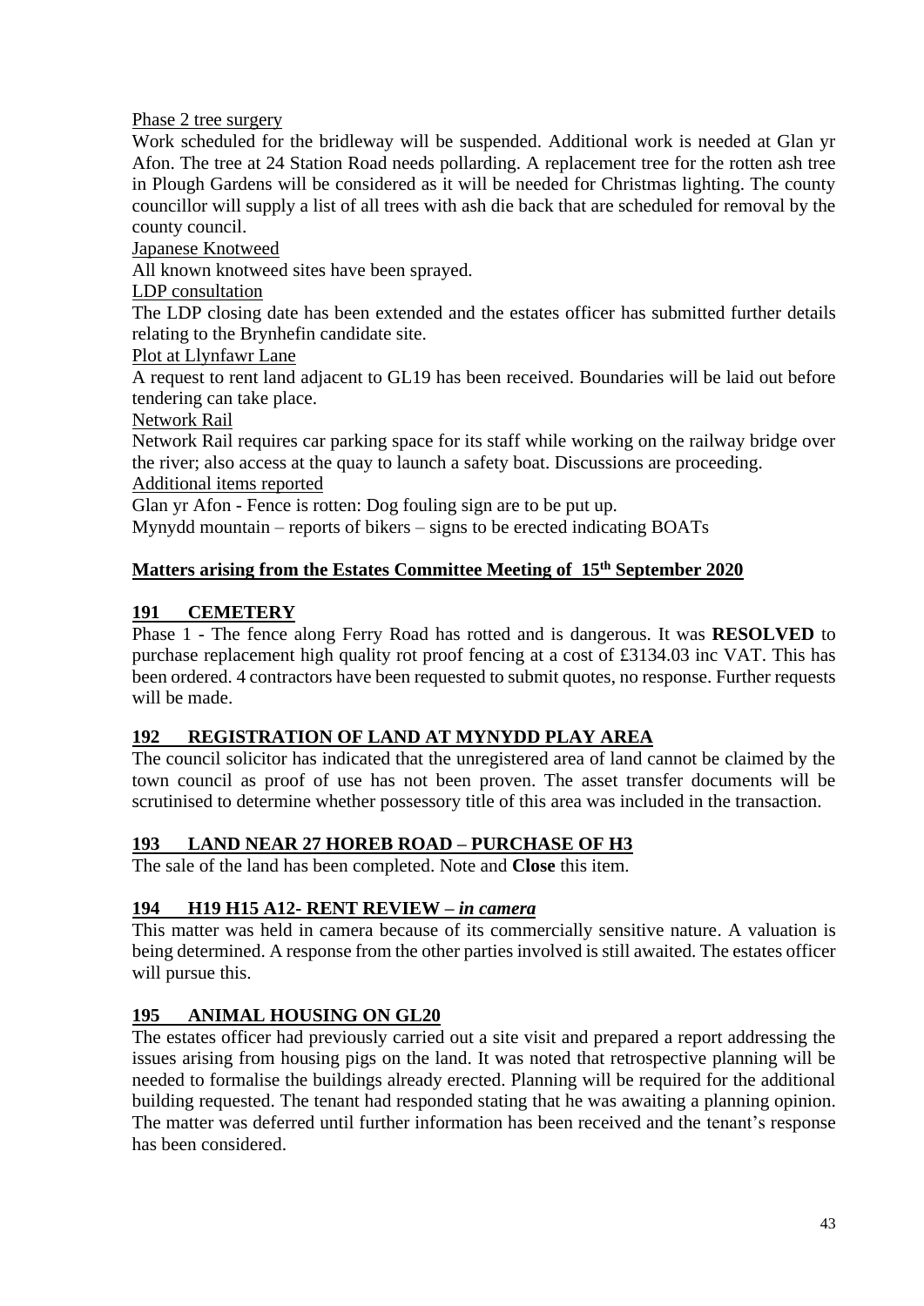Phase 2 tree surgery

Work scheduled for the bridleway will be suspended. Additional work is needed at Glan yr Afon. The tree at 24 Station Road needs pollarding. A replacement tree for the rotten ash tree in Plough Gardens will be considered as it will be needed for Christmas lighting. The county councillor will supply a list of all trees with ash die back that are scheduled for removal by the county council.

Japanese Knotweed

All known knotweed sites have been sprayed.

LDP consultation

The LDP closing date has been extended and the estates officer has submitted further details relating to the Brynhefin candidate site.

Plot at Llynfawr Lane

A request to rent land adjacent to GL19 has been received. Boundaries will be laid out before tendering can take place.

Network Rail

Network Rail requires car parking space for its staff while working on the railway bridge over the river; also access at the quay to launch a safety boat. Discussions are proceeding.

Additional items reported

Glan yr Afon - Fence is rotten: Dog fouling sign are to be put up.

Mynydd mountain – reports of bikers – signs to be erected indicating BOATs

## Matters arising from the Estates Committee Meeting of 15th September 2020

### 191 CEMETERY

Phase 1 - The fence along Ferry Road has rotted and is dangerous. It was **RESOLVED** to purchase replacement high quality rot proof fencing at a cost of £3134.03 inc VAT. This has been ordered. 4 contractors have been requested to submit quotes, no response. Further requests will be made.

### 192 REGISTRATION OF LAND AT MYNYDD PLAY AREA

The council solicitor has indicated that the unregistered area of land cannot be claimed by the town council as proof of use has not been proven. The asset transfer documents will be scrutinised to determine whether possessory title of this area was included in the transaction.

### 193 LAND NEAR 27 HOREB ROAD – PURCHASE OF H3

The sale of the land has been completed. Note and **Close** this item.

### 194 H19 H15 A12- RENT REVIEW – *in camera*

This matter was held in camera because of its commercially sensitive nature. A valuation is being determined. A response from the other parties involved is still awaited. The estates officer will pursue this.

### 195 ANIMAL HOUSING ON GL20

The estates officer had previously carried out a site visit and prepared a report addressing the issues arising from housing pigs on the land. It was noted that retrospective planning will be needed to formalise the buildings already erected. Planning will be required for the additional building requested. The tenant had responded stating that he was awaiting a planning opinion. The matter was deferred until further information has been received and the tenant's response has been considered.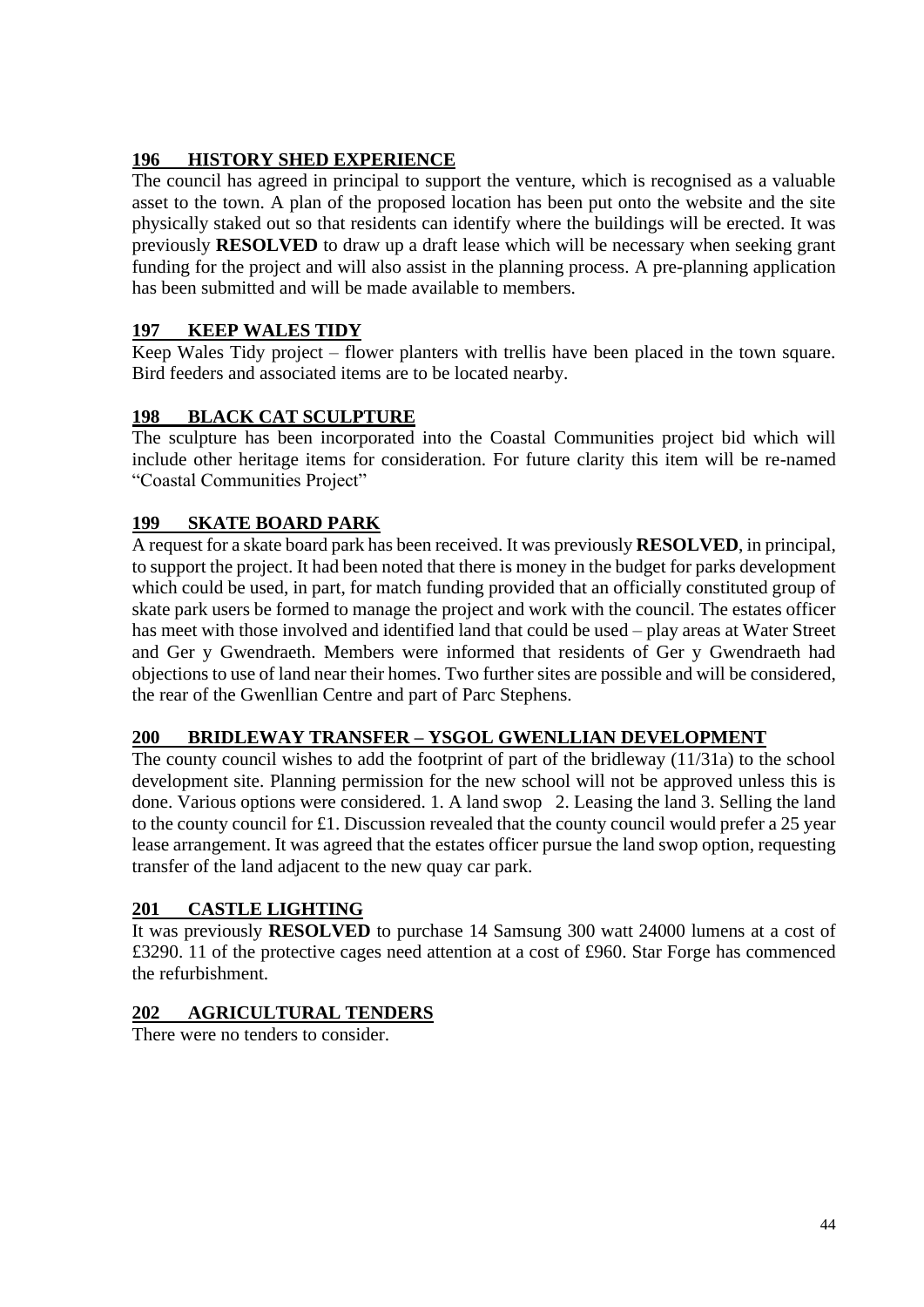## 196 HISTORY SHED EXPERIENCE

The council has agreed in principal to support the venture, which is recognised as a valuable asset to the town. A plan of the proposed location has been put onto the website and the site physically staked out so that residents can identify where the buildings will be erected. It was previously **RESOLVED** to draw up a draft lease which will be necessary when seeking grant funding for the project and will also assist in the planning process. A pre-planning application has been submitted and will be made available to members.

## 197 KEEP WALES TIDY

Keep Wales Tidy project – flower planters with trellis have been placed in the town square. Bird feeders and associated items are to be located nearby.

## 198 BLACK CAT SCULPTURE

The sculpture has been incorporated into the Coastal Communities project bid which will include other heritage items for consideration. For future clarity this item will be re-named "Coastal Communities Project"

## 199 SKATE BOARD PARK

A request for a skate board park has been received. It was previously **RESOLVED**, in principal, to support the project. It had been noted that there is money in the budget for parks development which could be used, in part, for match funding provided that an officially constituted group of skate park users be formed to manage the project and work with the council. The estates officer has meet with those involved and identified land that could be used – play areas at Water Street and Ger y Gwendraeth. Members were informed that residents of Ger y Gwendraeth had objections to use of land near their homes. Two further sites are possible and will be considered, the rear of the Gwenllian Centre and part of Parc Stephens.

## 200 BRIDLEWAY TRANSFER – YSGOL GWENLLIAN DEVELOPMENT

The county council wishes to add the footprint of part of the bridleway (11/31a) to the school development site. Planning permission for the new school will not be approved unless this is done. Various options were considered. 1. A land swop 2. Leasing the land 3. Selling the land to the county council for £1. Discussion revealed that the county council would prefer a 25 year lease arrangement. It was agreed that the estates officer pursue the land swop option, requesting transfer of the land adjacent to the new quay car park.

## 201 CASTLE LIGHTING

It was previously **RESOLVED** to purchase 14 Samsung 300 watt 24000 lumens at a cost of £3290. 11 of the protective cages need attention at a cost of £960. Star Forge has commenced the refurbishment.

## 202 AGRICULTURAL TENDERS

There were no tenders to consider.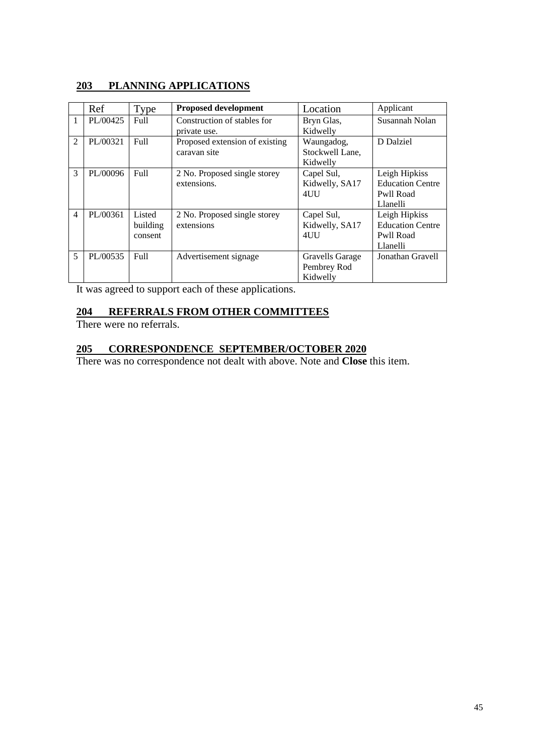## 203 PLANNING APPLICATIONS

| | Ref | Type | **Proposed development** | Location | Applicant |
|---|---|---|---|---|---|
| 1 | PL/00425 | Full | Construction of stables for private use. | Bryn Glas, Kidwelly | Susannah Nolan |
| 2 | PL/00321 | Full | Proposed extension of existing caravan site | Waungadog, Stockwell Lane, Kidwelly | D Dalziel |
| 3 | PL/00096 | Full | 2 No. Proposed single storey extensions. | Capel Sul, Kidwelly, SA17 4UU | Leigh Hipkiss Education Centre Pwll Road Llanelli |
| 4 | PL/00361 | Listed building consent | 2 No. Proposed single storey extensions | Capel Sul, Kidwelly, SA17 4UU | Leigh Hipkiss Education Centre Pwll Road Llanelli |
| 5 | PL/00535 | Full | Advertisement signage | Gravells Garage Pembrey Rod Kidwelly | Jonathan Gravell |

It was agreed to support each of these applications.

## 204 REFERRALS FROM OTHER COMMITTEES

There were no referrals.

## 205 CORRESPONDENCE SEPTEMBER/OCTOBER 2020

There was no correspondence not dealt with above. Note and **Close** this item.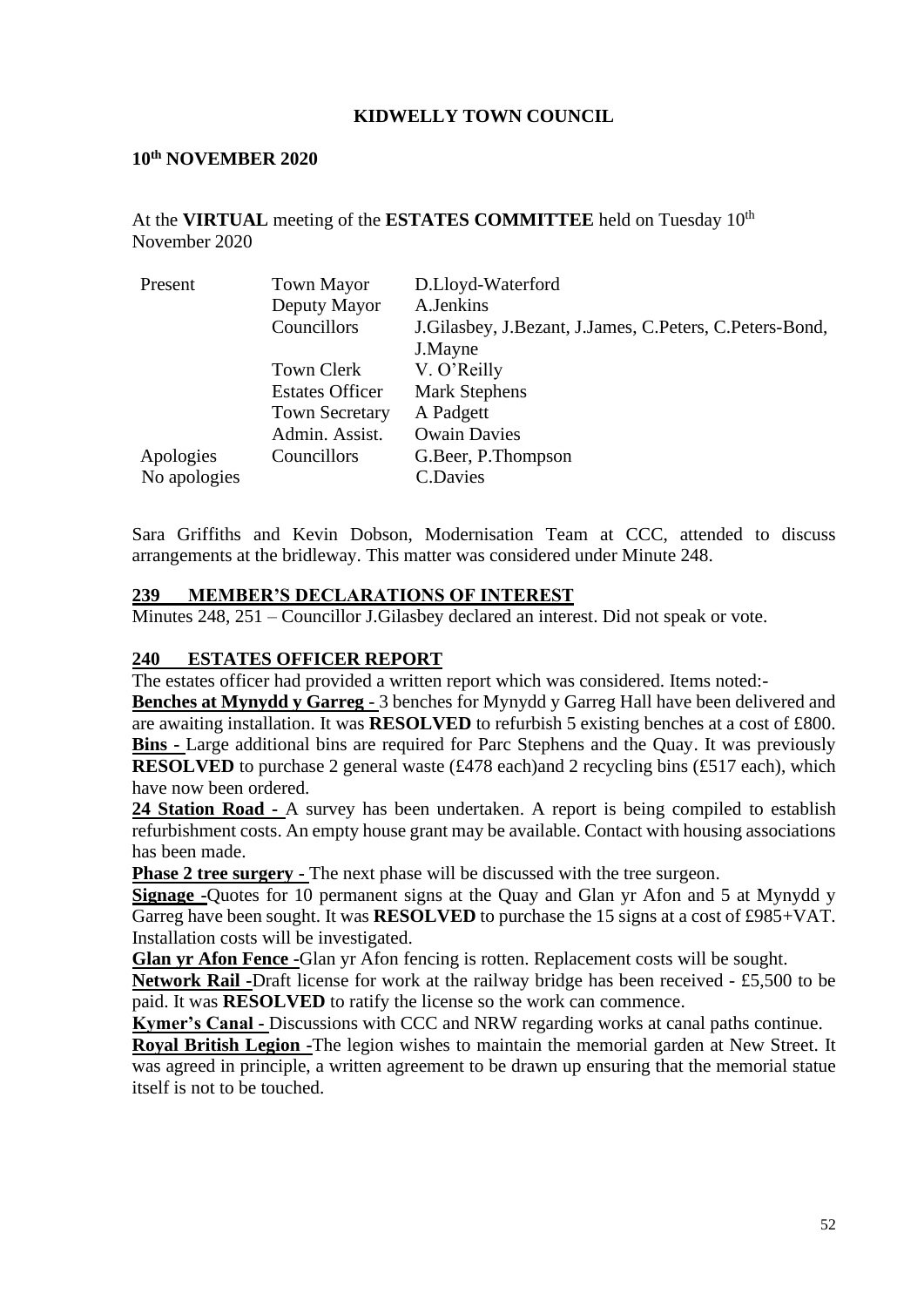**KIDWELLY TOWN COUNCIL**

**10th NOVEMBER 2020**

At the **VIRTUAL** meeting of the **ESTATES COMMITTEE** held on Tuesday 10th November 2020

| | | |
|---|---|---|
| Present | Town Mayor | D.Lloyd-Waterford |
| | Deputy Mayor | A.Jenkins |
| | Councillors | J.Gilasbey, J.Bezant, J.James, C.Peters, C.Peters-Bond, J.Mayne |
| | Town Clerk | V. O'Reilly |
| | Estates Officer | Mark Stephens |
| | Town Secretary | A Padgett |
| | Admin. Assist. | Owain Davies |
| Apologies | Councillors | G.Beer, P.Thompson |
| No apologies | | C.Davies |

Sara Griffiths and Kevin Dobson, Modernisation Team at CCC, attended to discuss arrangements at the bridleway. This matter was considered under Minute 248.

**239 MEMBER'S DECLARATIONS OF INTEREST**

Minutes 248, 251 – Councillor J.Gilasbey declared an interest. Did not speak or vote.

**240 ESTATES OFFICER REPORT**

The estates officer had provided a written report which was considered. Items noted:-

**Benches at Mynydd y Garreg** - 3 benches for Mynydd y Garreg Hall have been delivered and are awaiting installation. It was **RESOLVED** to refurbish 5 existing benches at a cost of £800.

**Bins -** Large additional bins are required for Parc Stephens and the Quay. It was previously **RESOLVED** to purchase 2 general waste (£478 each)and 2 recycling bins (£517 each), which have now been ordered.

**24 Station Road -** A survey has been undertaken. A report is being compiled to establish refurbishment costs. An empty house grant may be available. Contact with housing associations has been made.

**Phase 2 tree surgery -** The next phase will be discussed with the tree surgeon.

**Signage -**Quotes for 10 permanent signs at the Quay and Glan yr Afon and 5 at Mynydd y Garreg have been sought. It was **RESOLVED** to purchase the 15 signs at a cost of £985+VAT. Installation costs will be investigated.

**Glan yr Afon Fence -**Glan yr Afon fencing is rotten. Replacement costs will be sought.

**Network Rail -**Draft license for work at the railway bridge has been received - £5,500 to be paid. It was **RESOLVED** to ratify the license so the work can commence.

**Kymer's Canal -** Discussions with CCC and NRW regarding works at canal paths continue.

**Royal British Legion -**The legion wishes to maintain the memorial garden at New Street. It was agreed in principle, a written agreement to be drawn up ensuring that the memorial statue itself is not to be touched.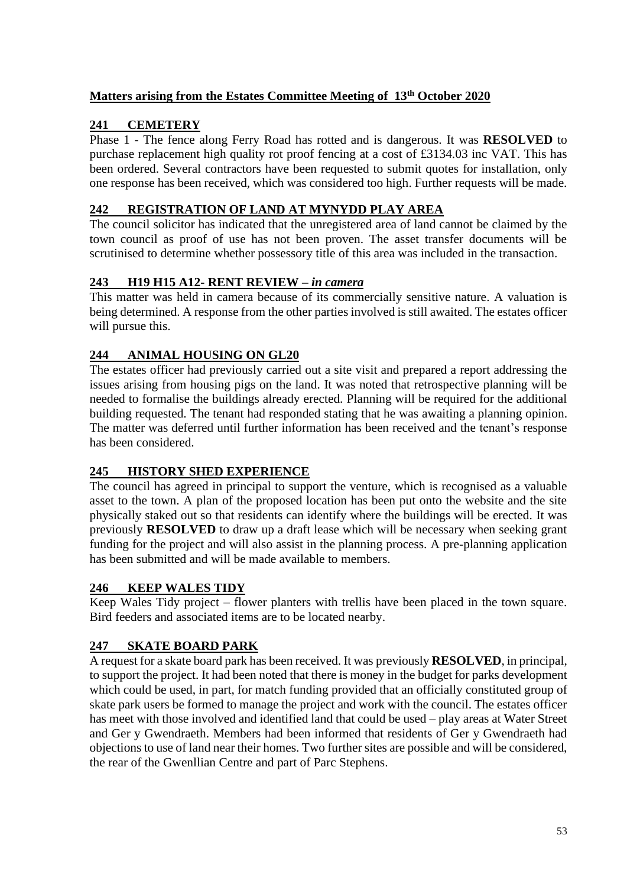## Matters arising from the Estates Committee Meeting of 13th October 2020

### 241 CEMETERY

Phase 1 - The fence along Ferry Road has rotted and is dangerous. It was **RESOLVED** to purchase replacement high quality rot proof fencing at a cost of £3134.03 inc VAT. This has been ordered. Several contractors have been requested to submit quotes for installation, only one response has been received, which was considered too high. Further requests will be made.

### 242 REGISTRATION OF LAND AT MYNYDD PLAY AREA

The council solicitor has indicated that the unregistered area of land cannot be claimed by the town council as proof of use has not been proven. The asset transfer documents will be scrutinised to determine whether possessory title of this area was included in the transaction.

### 243 H19 H15 A12- RENT REVIEW – *in camera*

This matter was held in camera because of its commercially sensitive nature. A valuation is being determined. A response from the other parties involved is still awaited. The estates officer will pursue this.

### 244 ANIMAL HOUSING ON GL20

The estates officer had previously carried out a site visit and prepared a report addressing the issues arising from housing pigs on the land. It was noted that retrospective planning will be needed to formalise the buildings already erected. Planning will be required for the additional building requested. The tenant had responded stating that he was awaiting a planning opinion. The matter was deferred until further information has been received and the tenant's response has been considered.

### 245 HISTORY SHED EXPERIENCE

The council has agreed in principal to support the venture, which is recognised as a valuable asset to the town. A plan of the proposed location has been put onto the website and the site physically staked out so that residents can identify where the buildings will be erected. It was previously **RESOLVED** to draw up a draft lease which will be necessary when seeking grant funding for the project and will also assist in the planning process. A pre-planning application has been submitted and will be made available to members.

### 246 KEEP WALES TIDY

Keep Wales Tidy project – flower planters with trellis have been placed in the town square. Bird feeders and associated items are to be located nearby.

### 247 SKATE BOARD PARK

A request for a skate board park has been received. It was previously **RESOLVED**, in principal, to support the project. It had been noted that there is money in the budget for parks development which could be used, in part, for match funding provided that an officially constituted group of skate park users be formed to manage the project and work with the council. The estates officer has meet with those involved and identified land that could be used – play areas at Water Street and Ger y Gwendraeth. Members had been informed that residents of Ger y Gwendraeth had objections to use of land near their homes. Two further sites are possible and will be considered, the rear of the Gwenllian Centre and part of Parc Stephens.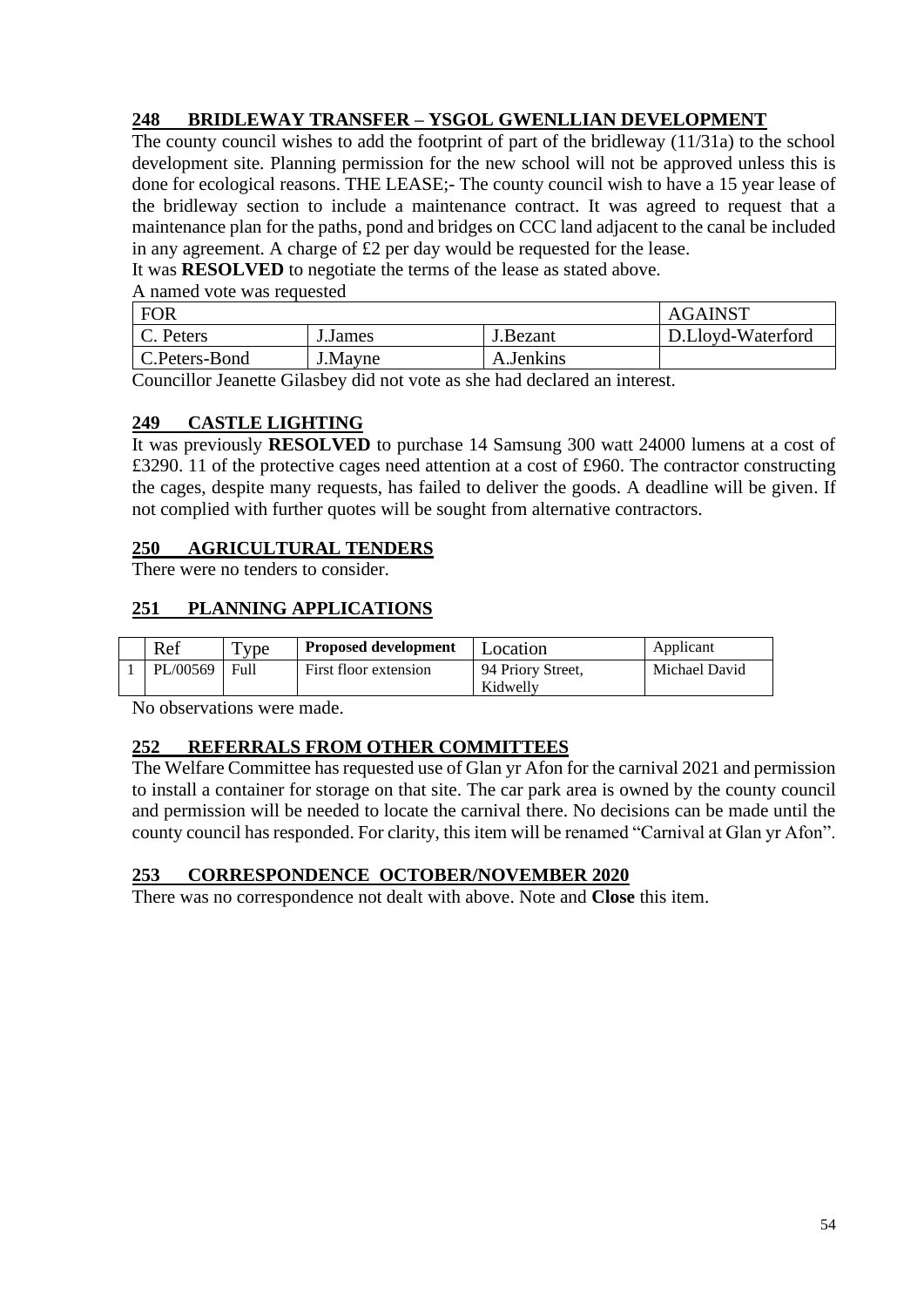## 248 BRIDLEWAY TRANSFER – YSGOL GWENLLIAN DEVELOPMENT

The county council wishes to add the footprint of part of the bridleway (11/31a) to the school development site. Planning permission for the new school will not be approved unless this is done for ecological reasons. THE LEASE;- The county council wish to have a 15 year lease of the bridleway section to include a maintenance contract. It was agreed to request that a maintenance plan for the paths, pond and bridges on CCC land adjacent to the canal be included in any agreement. A charge of £2 per day would be requested for the lease.

It was **RESOLVED** to negotiate the terms of the lease as stated above.

A named vote was requested

| FOR | | | AGAINST |
|---|---|---|---|
| C. Peters | J.James | J.Bezant | D.Lloyd-Waterford |
| C.Peters-Bond | J.Mayne | A.Jenkins | |

Councillor Jeanette Gilasbey did not vote as she had declared an interest.

## 249 CASTLE LIGHTING

It was previously **RESOLVED** to purchase 14 Samsung 300 watt 24000 lumens at a cost of £3290. 11 of the protective cages need attention at a cost of £960. The contractor constructing the cages, despite many requests, has failed to deliver the goods. A deadline will be given. If not complied with further quotes will be sought from alternative contractors.

## 250 AGRICULTURAL TENDERS

There were no tenders to consider.

## 251 PLANNING APPLICATIONS

| | Ref | Type | **Proposed development** | Location | Applicant |
|---|---|---|---|---|---|
| 1 | PL/00569 | Full | First floor extension | 94 Priory Street, Kidwelly | Michael David |

No observations were made.

## 252 REFERRALS FROM OTHER COMMITTEES

The Welfare Committee has requested use of Glan yr Afon for the carnival 2021 and permission to install a container for storage on that site. The car park area is owned by the county council and permission will be needed to locate the carnival there. No decisions can be made until the county council has responded. For clarity, this item will be renamed "Carnival at Glan yr Afon".

## 253 CORRESPONDENCE OCTOBER/NOVEMBER 2020

There was no correspondence not dealt with above. Note and **Close** this item.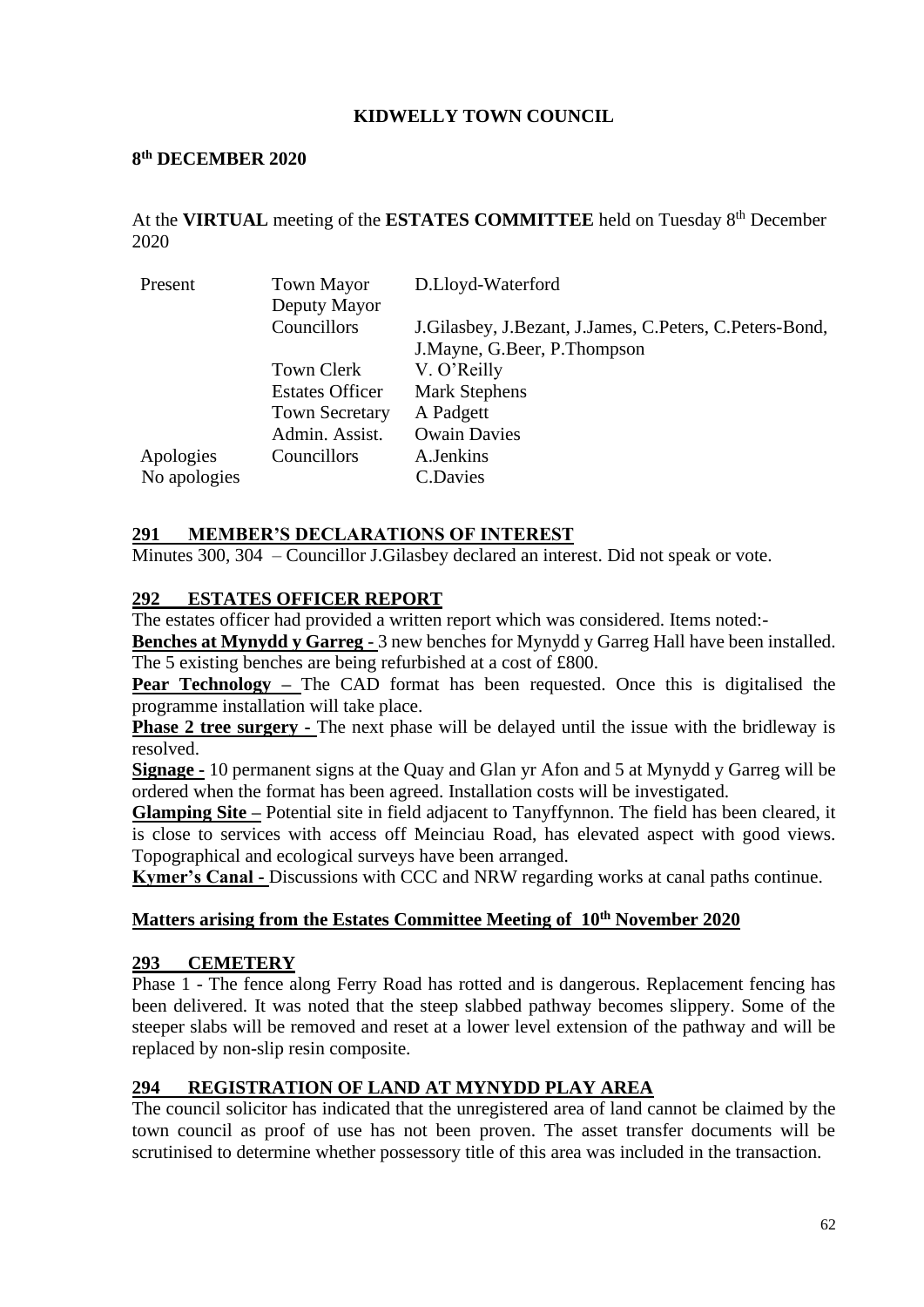**KIDWELLY TOWN COUNCIL**

**8th DECEMBER 2020**

At the **VIRTUAL** meeting of the **ESTATES COMMITTEE** held on Tuesday 8th December 2020

| | | |
|---|---|---|
| Present | Town Mayor | D.Lloyd-Waterford |
| | Deputy Mayor | |
| | Councillors | J.Gilasbey, J.Bezant, J.James, C.Peters, C.Peters-Bond, J.Mayne, G.Beer, P.Thompson |
| | Town Clerk | V. O'Reilly |
| | Estates Officer | Mark Stephens |
| | Town Secretary | A Padgett |
| | Admin. Assist. | Owain Davies |
| Apologies | Councillors | A.Jenkins |
| No apologies | | C.Davies |

## 291 MEMBER'S DECLARATIONS OF INTEREST

Minutes 300, 304 – Councillor J.Gilasbey declared an interest. Did not speak or vote.

## 292 ESTATES OFFICER REPORT

The estates officer had provided a written report which was considered. Items noted:-

**Benches at Mynydd y Garreg** - 3 new benches for Mynydd y Garreg Hall have been installed. The 5 existing benches are being refurbished at a cost of £800.

**Pear Technology –** The CAD format has been requested. Once this is digitalised the programme installation will take place.

**Phase 2 tree surgery -** The next phase will be delayed until the issue with the bridleway is resolved.

**Signage -** 10 permanent signs at the Quay and Glan yr Afon and 5 at Mynydd y Garreg will be ordered when the format has been agreed. Installation costs will be investigated.

**Glamping Site –** Potential site in field adjacent to Tanyffynnon. The field has been cleared, it is close to services with access off Meinciau Road, has elevated aspect with good views. Topographical and ecological surveys have been arranged.

**Kymer's Canal -** Discussions with CCC and NRW regarding works at canal paths continue.

## Matters arising from the Estates Committee Meeting of 10th November 2020

## 293 CEMETERY

Phase 1 - The fence along Ferry Road has rotted and is dangerous. Replacement fencing has been delivered. It was noted that the steep slabbed pathway becomes slippery. Some of the steeper slabs will be removed and reset at a lower level extension of the pathway and will be replaced by non-slip resin composite.

## 294 REGISTRATION OF LAND AT MYNYDD PLAY AREA

The council solicitor has indicated that the unregistered area of land cannot be claimed by the town council as proof of use has not been proven. The asset transfer documents will be scrutinised to determine whether possessory title of this area was included in the transaction.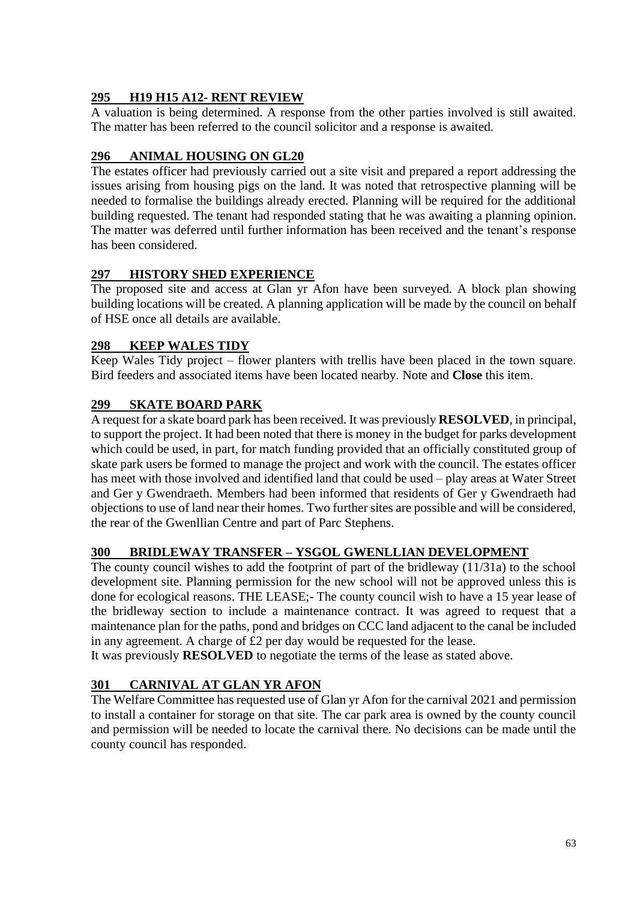## 295 H19 H15 A12- RENT REVIEW

A valuation is being determined. A response from the other parties involved is still awaited. The matter has been referred to the council solicitor and a response is awaited.

## 296 ANIMAL HOUSING ON GL20

The estates officer had previously carried out a site visit and prepared a report addressing the issues arising from housing pigs on the land. It was noted that retrospective planning will be needed to formalise the buildings already erected. Planning will be required for the additional building requested. The tenant had responded stating that he was awaiting a planning opinion. The matter was deferred until further information has been received and the tenant's response has been considered.

## 297 HISTORY SHED EXPERIENCE

The proposed site and access at Glan yr Afon have been surveyed. A block plan showing building locations will be created. A planning application will be made by the council on behalf of HSE once all details are available.

## 298 KEEP WALES TIDY

Keep Wales Tidy project – flower planters with trellis have been placed in the town square. Bird feeders and associated items have been located nearby. Note and **Close** this item.

## 299 SKATE BOARD PARK

A request for a skate board park has been received. It was previously **RESOLVED**, in principal, to support the project. It had been noted that there is money in the budget for parks development which could be used, in part, for match funding provided that an officially constituted group of skate park users be formed to manage the project and work with the council. The estates officer has meet with those involved and identified land that could be used – play areas at Water Street and Ger y Gwendraeth. Members had been informed that residents of Ger y Gwendraeth had objections to use of land near their homes. Two further sites are possible and will be considered, the rear of the Gwenllian Centre and part of Parc Stephens.

## 300 BRIDLEWAY TRANSFER – YSGOL GWENLLIAN DEVELOPMENT

The county council wishes to add the footprint of part of the bridleway (11/31a) to the school development site. Planning permission for the new school will not be approved unless this is done for ecological reasons. THE LEASE;- The county council wish to have a 15 year lease of the bridleway section to include a maintenance contract. It was agreed to request that a maintenance plan for the paths, pond and bridges on CCC land adjacent to the canal be included in any agreement. A charge of £2 per day would be requested for the lease.

It was previously **RESOLVED** to negotiate the terms of the lease as stated above.

## 301 CARNIVAL AT GLAN YR AFON

The Welfare Committee has requested use of Glan yr Afon for the carnival 2021 and permission to install a container for storage on that site. The car park area is owned by the county council and permission will be needed to locate the carnival there. No decisions can be made until the county council has responded.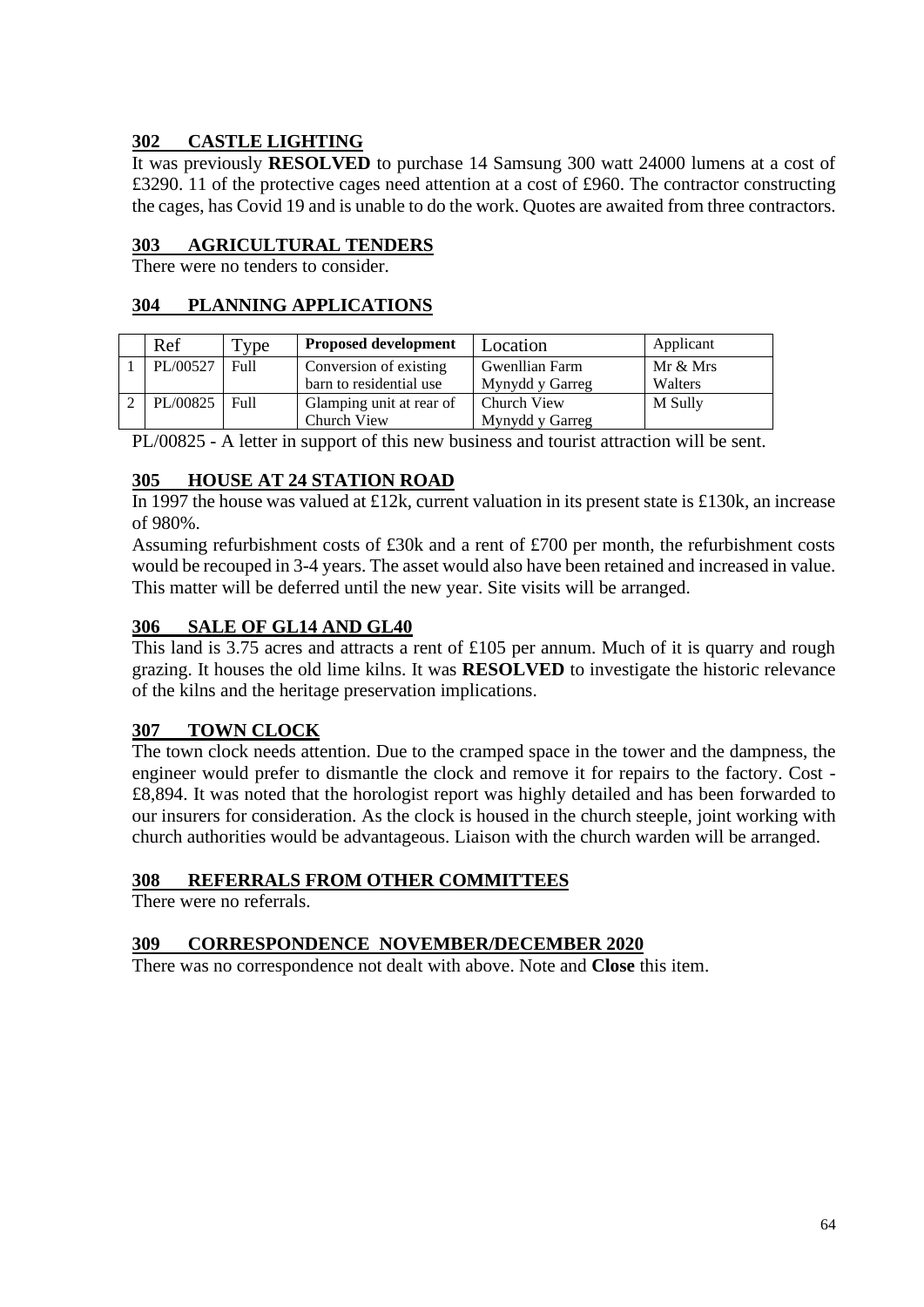## 302 CASTLE LIGHTING

It was previously **RESOLVED** to purchase 14 Samsung 300 watt 24000 lumens at a cost of £3290. 11 of the protective cages need attention at a cost of £960. The contractor constructing the cages, has Covid 19 and is unable to do the work. Quotes are awaited from three contractors.

## 303 AGRICULTURAL TENDERS

There were no tenders to consider.

## 304 PLANNING APPLICATIONS

| | Ref | Type | Proposed development | Location | Applicant |
|---|---|---|---|---|---|
| 1 | PL/00527 | Full | Conversion of existing barn to residential use | Gwenllian Farm Mynydd y Garreg | Mr & Mrs Walters |
| 2 | PL/00825 | Full | Glamping unit at rear of Church View | Church View Mynydd y Garreg | M Sully |

PL/00825 - A letter in support of this new business and tourist attraction will be sent.

## 305 HOUSE AT 24 STATION ROAD

In 1997 the house was valued at £12k, current valuation in its present state is £130k, an increase of 980%.

Assuming refurbishment costs of £30k and a rent of £700 per month, the refurbishment costs would be recouped in 3-4 years. The asset would also have been retained and increased in value. This matter will be deferred until the new year. Site visits will be arranged.

## 306 SALE OF GL14 AND GL40

This land is 3.75 acres and attracts a rent of £105 per annum. Much of it is quarry and rough grazing. It houses the old lime kilns. It was **RESOLVED** to investigate the historic relevance of the kilns and the heritage preservation implications.

## 307 TOWN CLOCK

The town clock needs attention. Due to the cramped space in the tower and the dampness, the engineer would prefer to dismantle the clock and remove it for repairs to the factory. Cost - £8,894. It was noted that the horologist report was highly detailed and has been forwarded to our insurers for consideration. As the clock is housed in the church steeple, joint working with church authorities would be advantageous. Liaison with the church warden will be arranged.

## 308 REFERRALS FROM OTHER COMMITTEES

There were no referrals.

## 309 CORRESPONDENCE NOVEMBER/DECEMBER 2020

There was no correspondence not dealt with above. Note and **Close** this item.